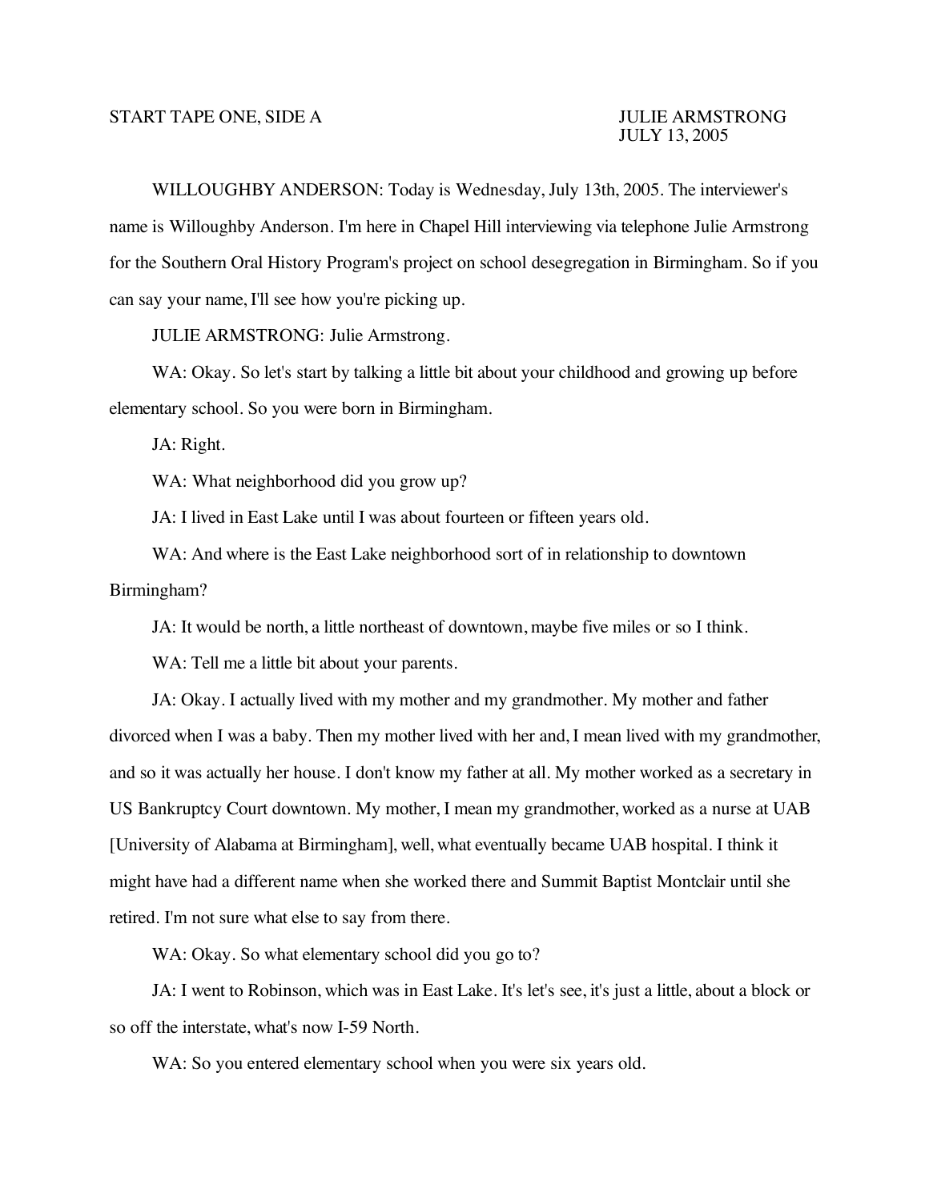START TAPE ONE, SIDE A

JULIE ARMSTRONG
JULY 13, 2005

WILLOUGHBY ANDERSON: Today is Wednesday, July 13th, 2005. The interviewer's name is Willoughby Anderson. I'm here in Chapel Hill interviewing via telephone Julie Armstrong for the Southern Oral History Program's project on school desegregation in Birmingham. So if you can say your name, I'll see how you're picking up.

JULIE ARMSTRONG: Julie Armstrong.

WA: Okay. So let's start by talking a little bit about your childhood and growing up before elementary school. So you were born in Birmingham.

JA: Right.

WA: What neighborhood did you grow up?

JA: I lived in East Lake until I was about fourteen or fifteen years old.

WA: And where is the East Lake neighborhood sort of in relationship to downtown Birmingham?

JA: It would be north, a little northeast of downtown, maybe five miles or so I think.

WA: Tell me a little bit about your parents.

JA: Okay. I actually lived with my mother and my grandmother. My mother and father divorced when I was a baby. Then my mother lived with her and, I mean lived with my grandmother, and so it was actually her house. I don't know my father at all. My mother worked as a secretary in US Bankruptcy Court downtown. My mother, I mean my grandmother, worked as a nurse at UAB [University of Alabama at Birmingham], well, what eventually became UAB hospital. I think it might have had a different name when she worked there and Summit Baptist Montclair until she retired. I'm not sure what else to say from there.

WA: Okay. So what elementary school did you go to?

JA: I went to Robinson, which was in East Lake. It's let's see, it's just a little, about a block or so off the interstate, what's now I-59 North.

WA: So you entered elementary school when you were six years old.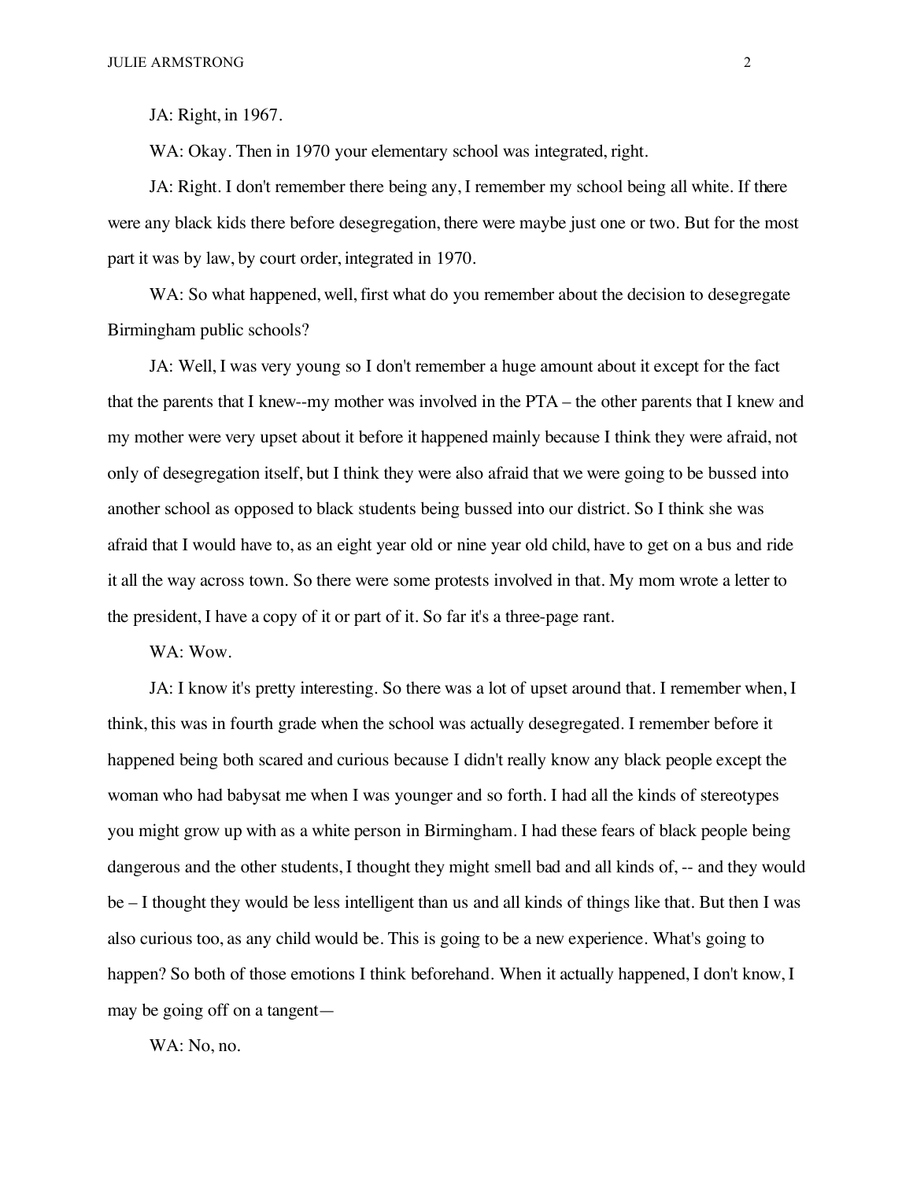JA: Right, in 1967.

WA: Okay. Then in 1970 your elementary school was integrated, right.

JA: Right. I don't remember there being any, I remember my school being all white. If there were any black kids there before desegregation, there were maybe just one or two. But for the most part it was by law, by court order, integrated in 1970.

WA: So what happened, well, first what do you remember about the decision to desegregate Birmingham public schools?

JA: Well, I was very young so I don't remember a huge amount about it except for the fact that the parents that I knew--my mother was involved in the PTA – the other parents that I knew and my mother were very upset about it before it happened mainly because I think they were afraid, not only of desegregation itself, but I think they were also afraid that we were going to be bussed into another school as opposed to black students being bussed into our district. So I think she was afraid that I would have to, as an eight year old or nine year old child, have to get on a bus and ride it all the way across town. So there were some protests involved in that. My mom wrote a letter to the president, I have a copy of it or part of it. So far it's a three-page rant.

WA: Wow.

JA: I know it's pretty interesting. So there was a lot of upset around that. I remember when, I think, this was in fourth grade when the school was actually desegregated. I remember before it happened being both scared and curious because I didn't really know any black people except the woman who had babysat me when I was younger and so forth. I had all the kinds of stereotypes you might grow up with as a white person in Birmingham. I had these fears of black people being dangerous and the other students, I thought they might smell bad and all kinds of, -- and they would be – I thought they would be less intelligent than us and all kinds of things like that. But then I was also curious too, as any child would be. This is going to be a new experience. What's going to happen? So both of those emotions I think beforehand. When it actually happened, I don't know, I may be going off on a tangent—

WA: No, no.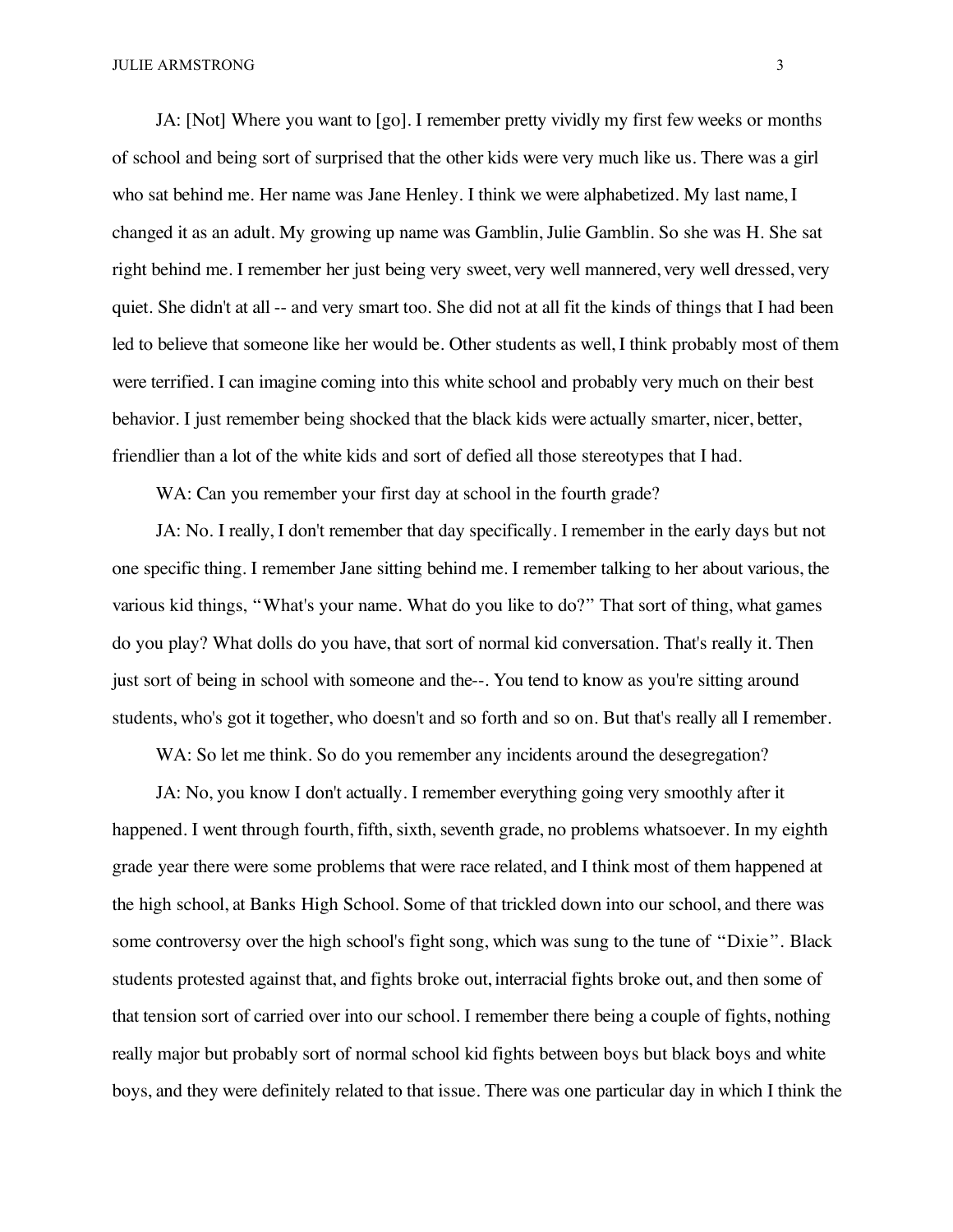JA: [Not] Where you want to [go]. I remember pretty vividly my first few weeks or months of school and being sort of surprised that the other kids were very much like us. There was a girl who sat behind me. Her name was Jane Henley. I think we were alphabetized. My last name, I changed it as an adult. My growing up name was Gamblin, Julie Gamblin. So she was H. She sat right behind me. I remember her just being very sweet, very well mannered, very well dressed, very quiet. She didn't at all -- and very smart too. She did not at all fit the kinds of things that I had been led to believe that someone like her would be. Other students as well, I think probably most of them were terrified. I can imagine coming into this white school and probably very much on their best behavior. I just remember being shocked that the black kids were actually smarter, nicer, better, friendlier than a lot of the white kids and sort of defied all those stereotypes that I had.

WA: Can you remember your first day at school in the fourth grade?

JA: No. I really, I don't remember that day specifically. I remember in the early days but not one specific thing. I remember Jane sitting behind me. I remember talking to her about various, the various kid things, "What's your name. What do you like to do?" That sort of thing, what games do you play? What dolls do you have, that sort of normal kid conversation. That's really it. Then just sort of being in school with someone and the--. You tend to know as you're sitting around students, who's got it together, who doesn't and so forth and so on. But that's really all I remember.

WA: So let me think. So do you remember any incidents around the desegregation?

JA: No, you know I don't actually. I remember everything going very smoothly after it happened. I went through fourth, fifth, sixth, seventh grade, no problems whatsoever. In my eighth grade year there were some problems that were race related, and I think most of them happened at the high school, at Banks High School. Some of that trickled down into our school, and there was some controversy over the high school's fight song, which was sung to the tune of "Dixie". Black students protested against that, and fights broke out, interracial fights broke out, and then some of that tension sort of carried over into our school. I remember there being a couple of fights, nothing really major but probably sort of normal school kid fights between boys but black boys and white boys, and they were definitely related to that issue. There was one particular day in which I think the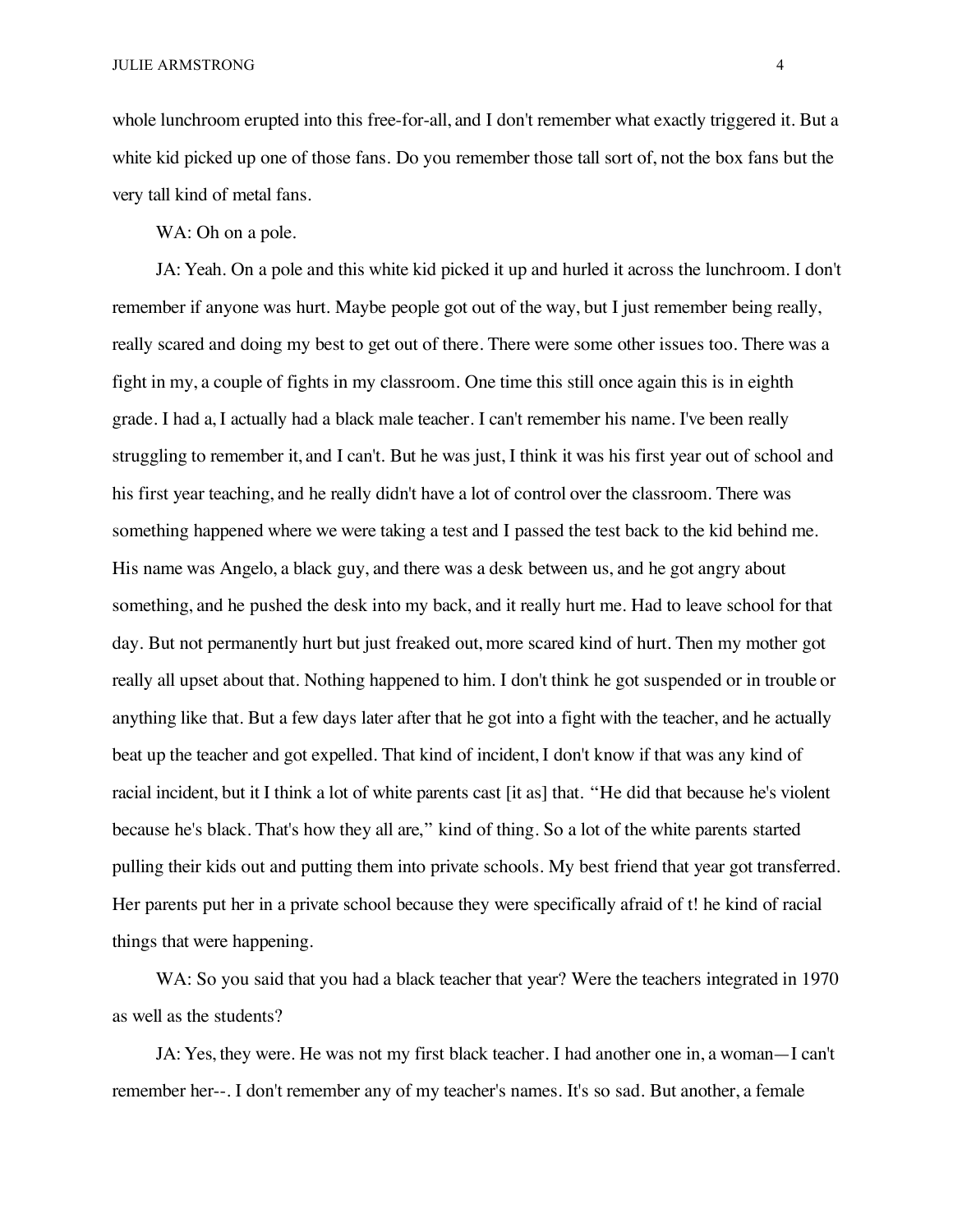whole lunchroom erupted into this free-for-all, and I don't remember what exactly triggered it. But a white kid picked up one of those fans. Do you remember those tall sort of, not the box fans but the very tall kind of metal fans.

WA: Oh on a pole.

JA: Yeah. On a pole and this white kid picked it up and hurled it across the lunchroom. I don't remember if anyone was hurt. Maybe people got out of the way, but I just remember being really, really scared and doing my best to get out of there. There were some other issues too. There was a fight in my, a couple of fights in my classroom. One time this still once again this is in eighth grade. I had a, I actually had a black male teacher. I can't remember his name. I've been really struggling to remember it, and I can't. But he was just, I think it was his first year out of school and his first year teaching, and he really didn't have a lot of control over the classroom. There was something happened where we were taking a test and I passed the test back to the kid behind me. His name was Angelo, a black guy, and there was a desk between us, and he got angry about something, and he pushed the desk into my back, and it really hurt me. Had to leave school for that day. But not permanently hurt but just freaked out, more scared kind of hurt. Then my mother got really all upset about that. Nothing happened to him. I don't think he got suspended or in trouble or anything like that. But a few days later after that he got into a fight with the teacher, and he actually beat up the teacher and got expelled. That kind of incident, I don't know if that was any kind of racial incident, but it I think a lot of white parents cast [it as] that. "He did that because he's violent because he's black. That's how they all are," kind of thing. So a lot of the white parents started pulling their kids out and putting them into private schools. My best friend that year got transferred. Her parents put her in a private school because they were specifically afraid of t! he kind of racial things that were happening.

WA: So you said that you had a black teacher that year? Were the teachers integrated in 1970 as well as the students?

JA: Yes, they were. He was not my first black teacher. I had another one in, a woman—I can't remember her--. I don't remember any of my teacher's names. It's so sad. But another, a female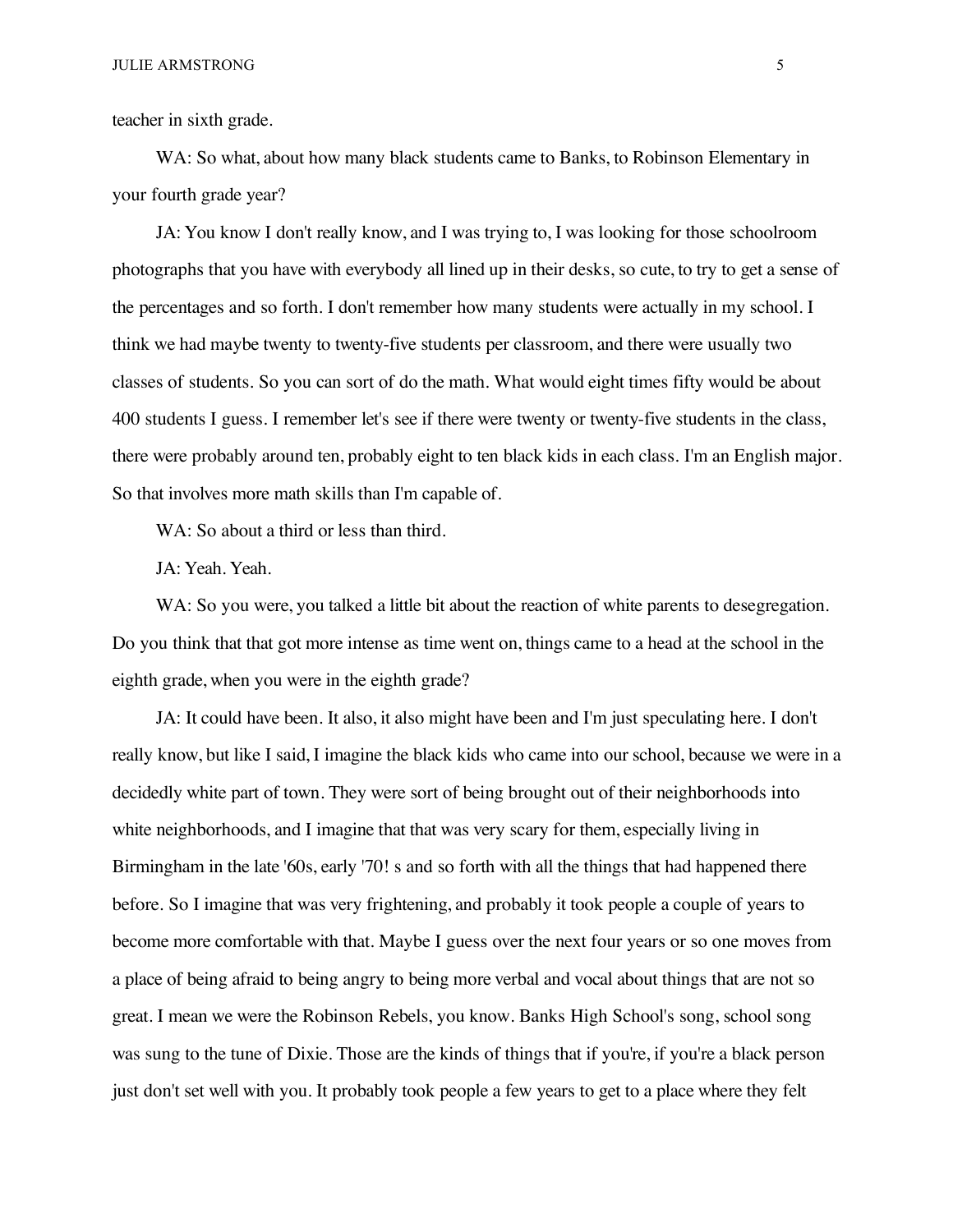teacher in sixth grade.

WA: So what, about how many black students came to Banks, to Robinson Elementary in your fourth grade year?

JA: You know I don't really know, and I was trying to, I was looking for those schoolroom photographs that you have with everybody all lined up in their desks, so cute, to try to get a sense of the percentages and so forth. I don't remember how many students were actually in my school. I think we had maybe twenty to twenty-five students per classroom, and there were usually two classes of students. So you can sort of do the math. What would eight times fifty would be about 400 students I guess. I remember let's see if there were twenty or twenty-five students in the class, there were probably around ten, probably eight to ten black kids in each class. I'm an English major. So that involves more math skills than I'm capable of.

WA: So about a third or less than third.

JA: Yeah. Yeah.

WA: So you were, you talked a little bit about the reaction of white parents to desegregation. Do you think that that got more intense as time went on, things came to a head at the school in the eighth grade, when you were in the eighth grade?

JA: It could have been. It also, it also might have been and I'm just speculating here. I don't really know, but like I said, I imagine the black kids who came into our school, because we were in a decidedly white part of town. They were sort of being brought out of their neighborhoods into white neighborhoods, and I imagine that that was very scary for them, especially living in Birmingham in the late '60s, early '70! s and so forth with all the things that had happened there before. So I imagine that was very frightening, and probably it took people a couple of years to become more comfortable with that. Maybe I guess over the next four years or so one moves from a place of being afraid to being angry to being more verbal and vocal about things that are not so great. I mean we were the Robinson Rebels, you know. Banks High School's song, school song was sung to the tune of Dixie. Those are the kinds of things that if you're, if you're a black person just don't set well with you. It probably took people a few years to get to a place where they felt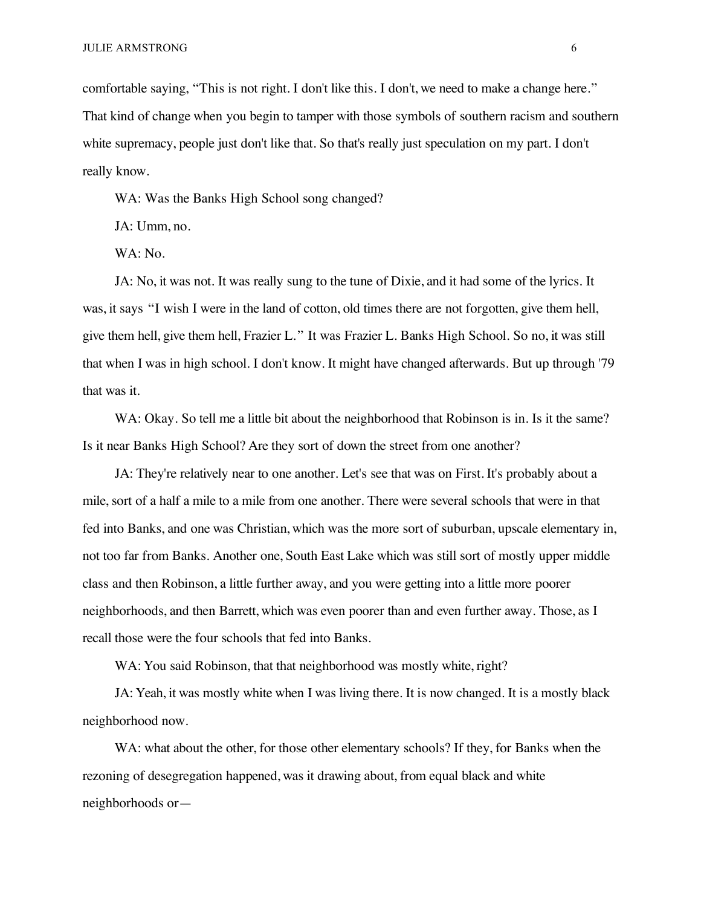comfortable saying, "This is not right. I don't like this. I don't, we need to make a change here." That kind of change when you begin to tamper with those symbols of southern racism and southern white supremacy, people just don't like that. So that's really just speculation on my part. I don't really know.

WA: Was the Banks High School song changed?

JA: Umm, no.

WA: No.

JA: No, it was not. It was really sung to the tune of Dixie, and it had some of the lyrics. It was, it says "I wish I were in the land of cotton, old times there are not forgotten, give them hell, give them hell, give them hell, Frazier L." It was Frazier L. Banks High School. So no, it was still that when I was in high school. I don't know. It might have changed afterwards. But up through '79 that was it.

WA: Okay. So tell me a little bit about the neighborhood that Robinson is in. Is it the same? Is it near Banks High School? Are they sort of down the street from one another?

JA: They're relatively near to one another. Let's see that was on First. It's probably about a mile, sort of a half a mile to a mile from one another. There were several schools that were in that fed into Banks, and one was Christian, which was the more sort of suburban, upscale elementary in, not too far from Banks. Another one, South East Lake which was still sort of mostly upper middle class and then Robinson, a little further away, and you were getting into a little more poorer neighborhoods, and then Barrett, which was even poorer than and even further away. Those, as I recall those were the four schools that fed into Banks.

WA: You said Robinson, that that neighborhood was mostly white, right?

JA: Yeah, it was mostly white when I was living there. It is now changed. It is a mostly black neighborhood now.

WA: what about the other, for those other elementary schools? If they, for Banks when the rezoning of desegregation happened, was it drawing about, from equal black and white neighborhoods or—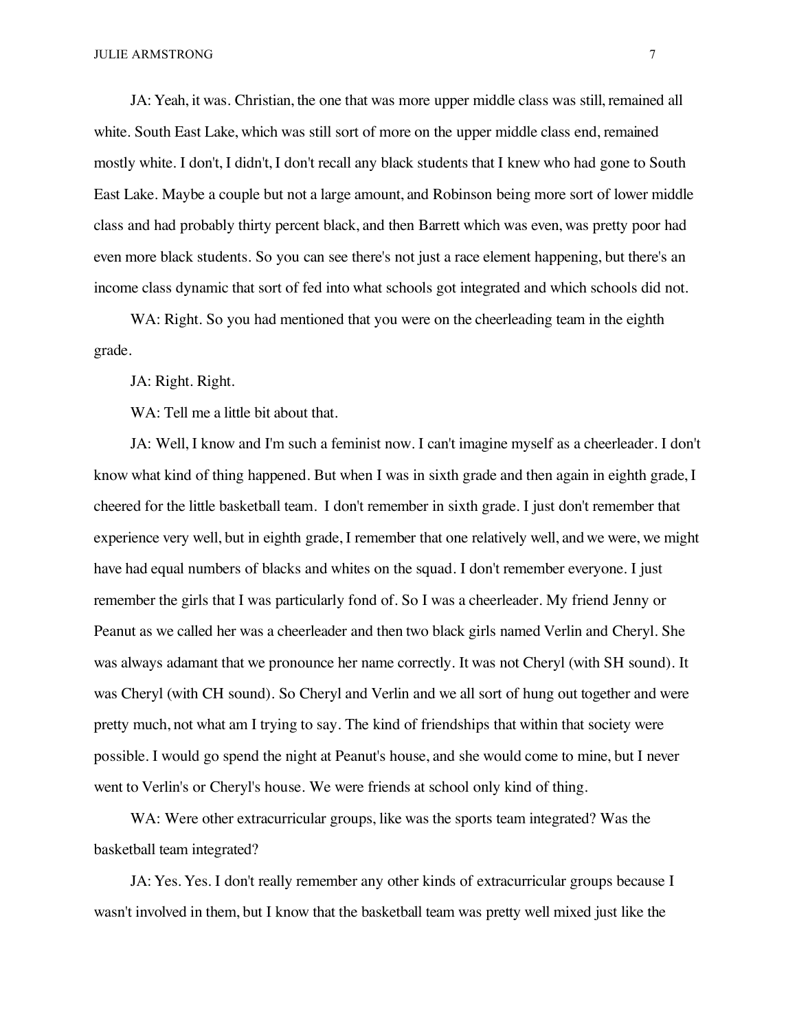JA: Yeah, it was. Christian, the one that was more upper middle class was still, remained all white. South East Lake, which was still sort of more on the upper middle class end, remained mostly white. I don't, I didn't, I don't recall any black students that I knew who had gone to South East Lake. Maybe a couple but not a large amount, and Robinson being more sort of lower middle class and had probably thirty percent black, and then Barrett which was even, was pretty poor had even more black students. So you can see there's not just a race element happening, but there's an income class dynamic that sort of fed into what schools got integrated and which schools did not.

WA: Right. So you had mentioned that you were on the cheerleading team in the eighth grade.

JA: Right. Right.

WA: Tell me a little bit about that.

JA: Well, I know and I'm such a feminist now. I can't imagine myself as a cheerleader. I don't know what kind of thing happened. But when I was in sixth grade and then again in eighth grade, I cheered for the little basketball team. I don't remember in sixth grade. I just don't remember that experience very well, but in eighth grade, I remember that one relatively well, and we were, we might have had equal numbers of blacks and whites on the squad. I don't remember everyone. I just remember the girls that I was particularly fond of. So I was a cheerleader. My friend Jenny or Peanut as we called her was a cheerleader and then two black girls named Verlin and Cheryl. She was always adamant that we pronounce her name correctly. It was not Cheryl (with SH sound). It was Cheryl (with CH sound). So Cheryl and Verlin and we all sort of hung out together and were pretty much, not what am I trying to say. The kind of friendships that within that society were possible. I would go spend the night at Peanut's house, and she would come to mine, but I never went to Verlin's or Cheryl's house. We were friends at school only kind of thing.

WA: Were other extracurricular groups, like was the sports team integrated? Was the basketball team integrated?

JA: Yes. Yes. I don't really remember any other kinds of extracurricular groups because I wasn't involved in them, but I know that the basketball team was pretty well mixed just like the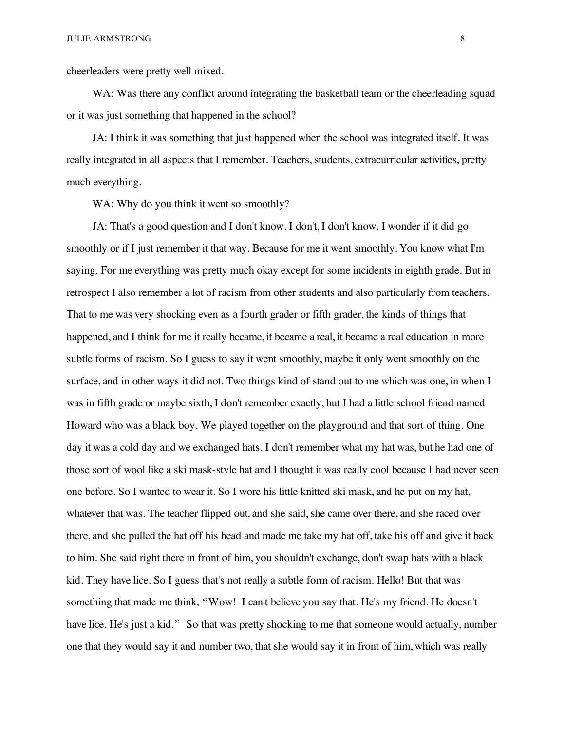cheerleaders were pretty well mixed.

WA: Was there any conflict around integrating the basketball team or the cheerleading squad or it was just something that happened in the school?

JA: I think it was something that just happened when the school was integrated itself. It was really integrated in all aspects that I remember. Teachers, students, extracurricular activities, pretty much everything.

WA: Why do you think it went so smoothly?

JA: That's a good question and I don't know. I don't, I don't know. I wonder if it did go smoothly or if I just remember it that way. Because for me it went smoothly. You know what I'm saying. For me everything was pretty much okay except for some incidents in eighth grade. But in retrospect I also remember a lot of racism from other students and also particularly from teachers. That to me was very shocking even as a fourth grader or fifth grader, the kinds of things that happened, and I think for me it really became, it became a real, it became a real education in more subtle forms of racism. So I guess to say it went smoothly, maybe it only went smoothly on the surface, and in other ways it did not. Two things kind of stand out to me which was one, in when I was in fifth grade or maybe sixth, I don't remember exactly, but I had a little school friend named Howard who was a black boy. We played together on the playground and that sort of thing. One day it was a cold day and we exchanged hats. I don't remember what my hat was, but he had one of those sort of wool like a ski mask-style hat and I thought it was really cool because I had never seen one before. So I wanted to wear it. So I wore his little knitted ski mask, and he put on my hat, whatever that was. The teacher flipped out, and she said, she came over there, and she raced over there, and she pulled the hat off his head and made me take my hat off, take his off and give it back to him. She said right there in front of him, you shouldn't exchange, don't swap hats with a black kid. They have lice. So I guess that's not really a subtle form of racism. Hello! But that was something that made me think, "Wow! I can't believe you say that. He's my friend. He doesn't have lice. He's just a kid." So that was pretty shocking to me that someone would actually, number one that they would say it and number two, that she would say it in front of him, which was really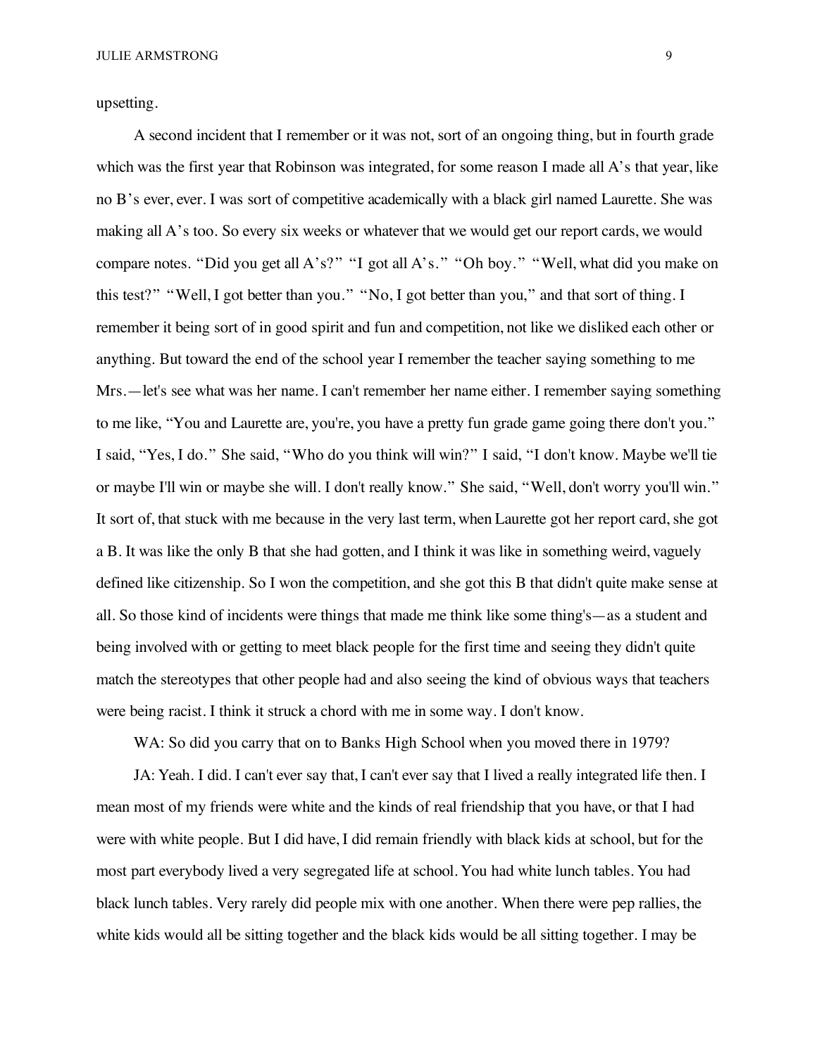upsetting.

A second incident that I remember or it was not, sort of an ongoing thing, but in fourth grade which was the first year that Robinson was integrated, for some reason I made all A's that year, like no B's ever, ever. I was sort of competitive academically with a black girl named Laurette. She was making all A's too. So every six weeks or whatever that we would get our report cards, we would compare notes. "Did you get all A's?" "I got all A's." "Oh boy." "Well, what did you make on this test?" "Well, I got better than you." "No, I got better than you," and that sort of thing. I remember it being sort of in good spirit and fun and competition, not like we disliked each other or anything. But toward the end of the school year I remember the teacher saying something to me Mrs.—let's see what was her name. I can't remember her name either. I remember saying something to me like, "You and Laurette are, you're, you have a pretty fun grade game going there don't you." I said, "Yes, I do." She said, "Who do you think will win?" I said, "I don't know. Maybe we'll tie or maybe I'll win or maybe she will. I don't really know." She said, "Well, don't worry you'll win." It sort of, that stuck with me because in the very last term, when Laurette got her report card, she got a B. It was like the only B that she had gotten, and I think it was like in something weird, vaguely defined like citizenship. So I won the competition, and she got this B that didn't quite make sense at all. So those kind of incidents were things that made me think like some thing's—as a student and being involved with or getting to meet black people for the first time and seeing they didn't quite match the stereotypes that other people had and also seeing the kind of obvious ways that teachers were being racist. I think it struck a chord with me in some way. I don't know.

WA: So did you carry that on to Banks High School when you moved there in 1979?

JA: Yeah. I did. I can't ever say that, I can't ever say that I lived a really integrated life then. I mean most of my friends were white and the kinds of real friendship that you have, or that I had were with white people. But I did have, I did remain friendly with black kids at school, but for the most part everybody lived a very segregated life at school. You had white lunch tables. You had black lunch tables. Very rarely did people mix with one another. When there were pep rallies, the white kids would all be sitting together and the black kids would be all sitting together. I may be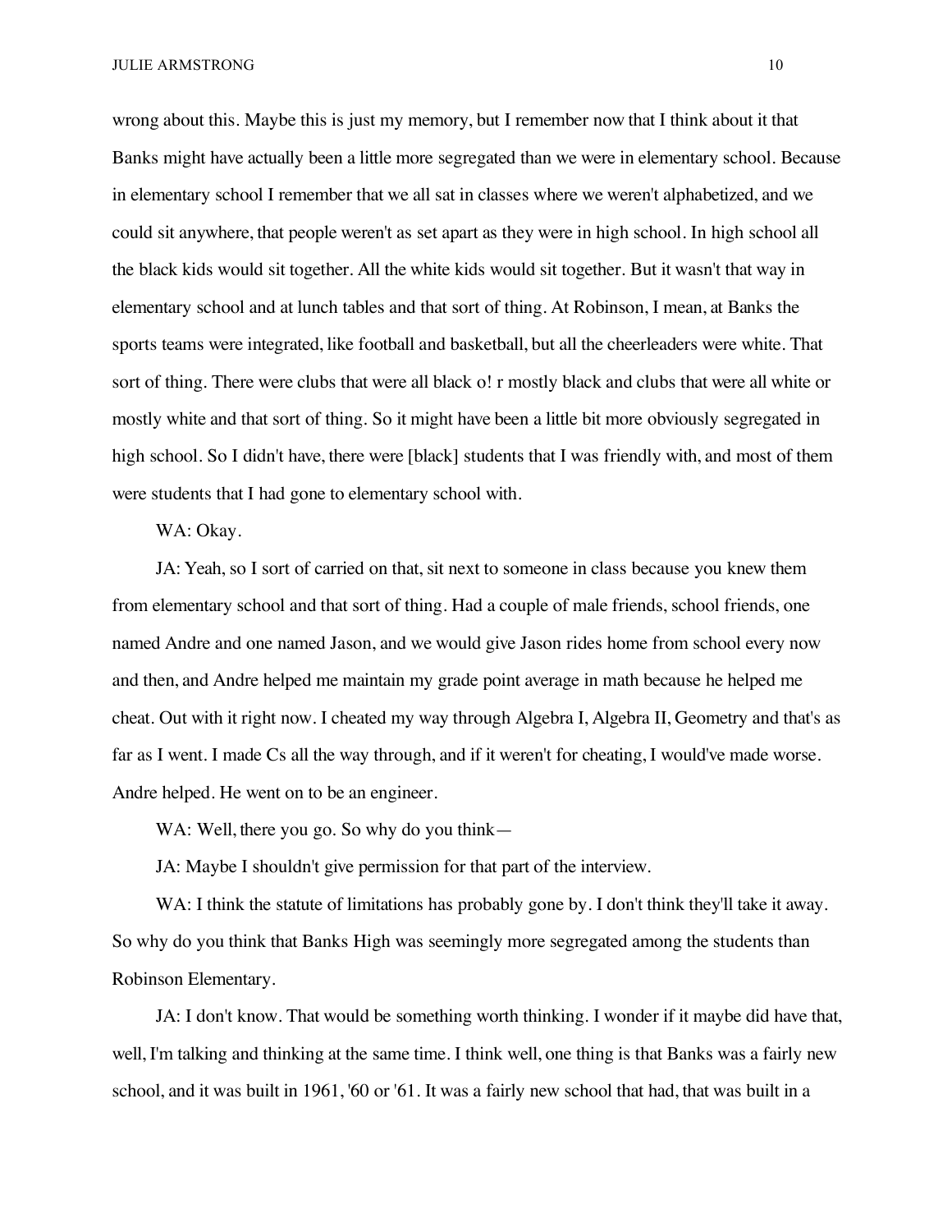wrong about this. Maybe this is just my memory, but I remember now that I think about it that Banks might have actually been a little more segregated than we were in elementary school. Because in elementary school I remember that we all sat in classes where we weren't alphabetized, and we could sit anywhere, that people weren't as set apart as they were in high school. In high school all the black kids would sit together. All the white kids would sit together. But it wasn't that way in elementary school and at lunch tables and that sort of thing. At Robinson, I mean, at Banks the sports teams were integrated, like football and basketball, but all the cheerleaders were white. That sort of thing. There were clubs that were all black o! r mostly black and clubs that were all white or mostly white and that sort of thing. So it might have been a little bit more obviously segregated in high school. So I didn't have, there were [black] students that I was friendly with, and most of them were students that I had gone to elementary school with.

WA: Okay.

JA: Yeah, so I sort of carried on that, sit next to someone in class because you knew them from elementary school and that sort of thing. Had a couple of male friends, school friends, one named Andre and one named Jason, and we would give Jason rides home from school every now and then, and Andre helped me maintain my grade point average in math because he helped me cheat. Out with it right now. I cheated my way through Algebra I, Algebra II, Geometry and that's as far as I went. I made Cs all the way through, and if it weren't for cheating, I would've made worse. Andre helped. He went on to be an engineer.

WA: Well, there you go. So why do you think—

JA: Maybe I shouldn't give permission for that part of the interview.

WA: I think the statute of limitations has probably gone by. I don't think they'll take it away. So why do you think that Banks High was seemingly more segregated among the students than Robinson Elementary.

JA: I don't know. That would be something worth thinking. I wonder if it maybe did have that, well, I'm talking and thinking at the same time. I think well, one thing is that Banks was a fairly new school, and it was built in 1961, '60 or '61. It was a fairly new school that had, that was built in a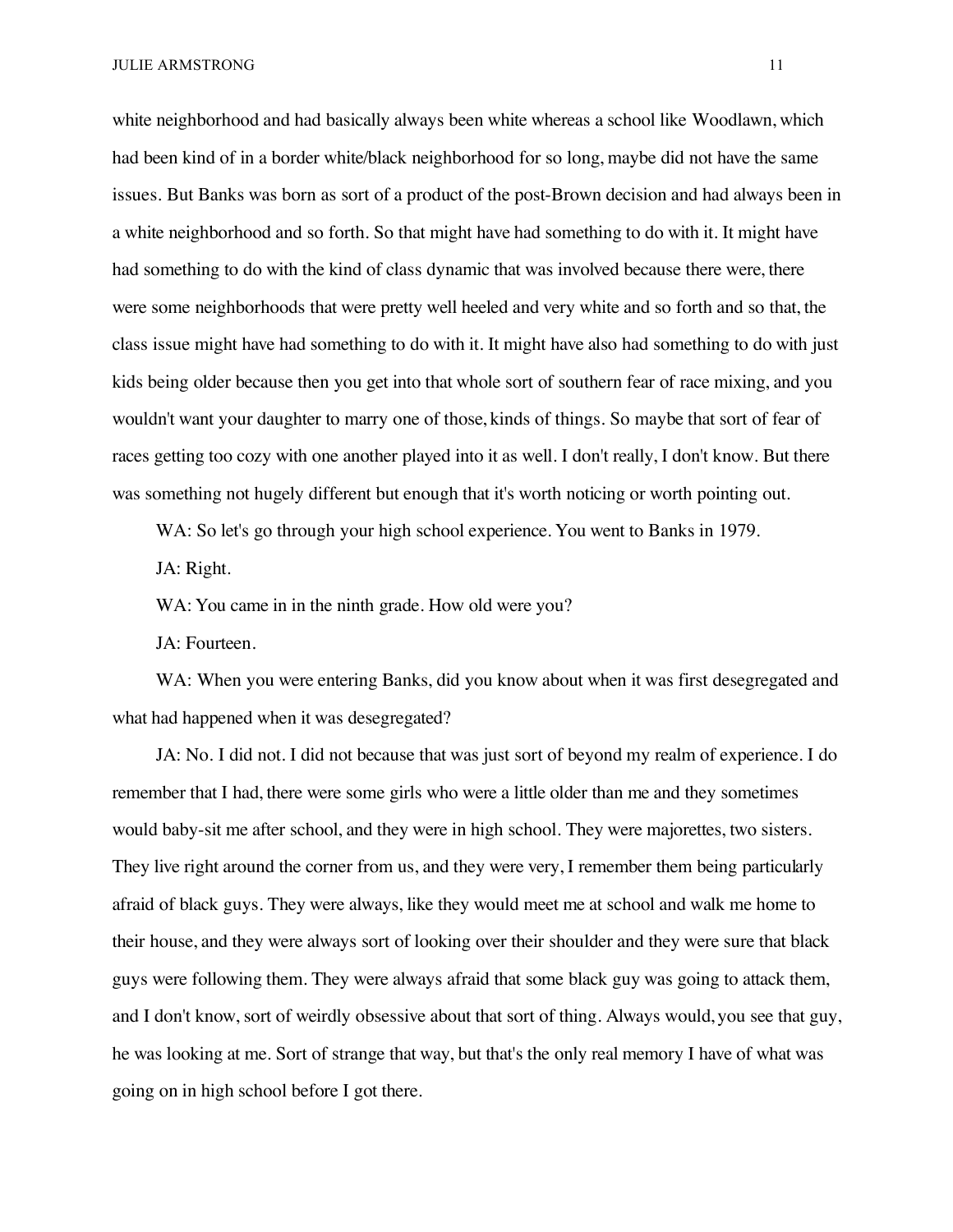white neighborhood and had basically always been white whereas a school like Woodlawn, which had been kind of in a border white/black neighborhood for so long, maybe did not have the same issues. But Banks was born as sort of a product of the post-Brown decision and had always been in a white neighborhood and so forth. So that might have had something to do with it. It might have had something to do with the kind of class dynamic that was involved because there were, there were some neighborhoods that were pretty well heeled and very white and so forth and so that, the class issue might have had something to do with it. It might have also had something to do with just kids being older because then you get into that whole sort of southern fear of race mixing, and you wouldn't want your daughter to marry one of those, kinds of things. So maybe that sort of fear of races getting too cozy with one another played into it as well. I don't really, I don't know. But there was something not hugely different but enough that it's worth noticing or worth pointing out.

WA: So let's go through your high school experience. You went to Banks in 1979.

JA: Right.

WA: You came in in the ninth grade. How old were you?

JA: Fourteen.

WA: When you were entering Banks, did you know about when it was first desegregated and what had happened when it was desegregated?

JA: No. I did not. I did not because that was just sort of beyond my realm of experience. I do remember that I had, there were some girls who were a little older than me and they sometimes would baby-sit me after school, and they were in high school. They were majorettes, two sisters. They live right around the corner from us, and they were very, I remember them being particularly afraid of black guys. They were always, like they would meet me at school and walk me home to their house, and they were always sort of looking over their shoulder and they were sure that black guys were following them. They were always afraid that some black guy was going to attack them, and I don't know, sort of weirdly obsessive about that sort of thing. Always would, you see that guy, he was looking at me. Sort of strange that way, but that's the only real memory I have of what was going on in high school before I got there.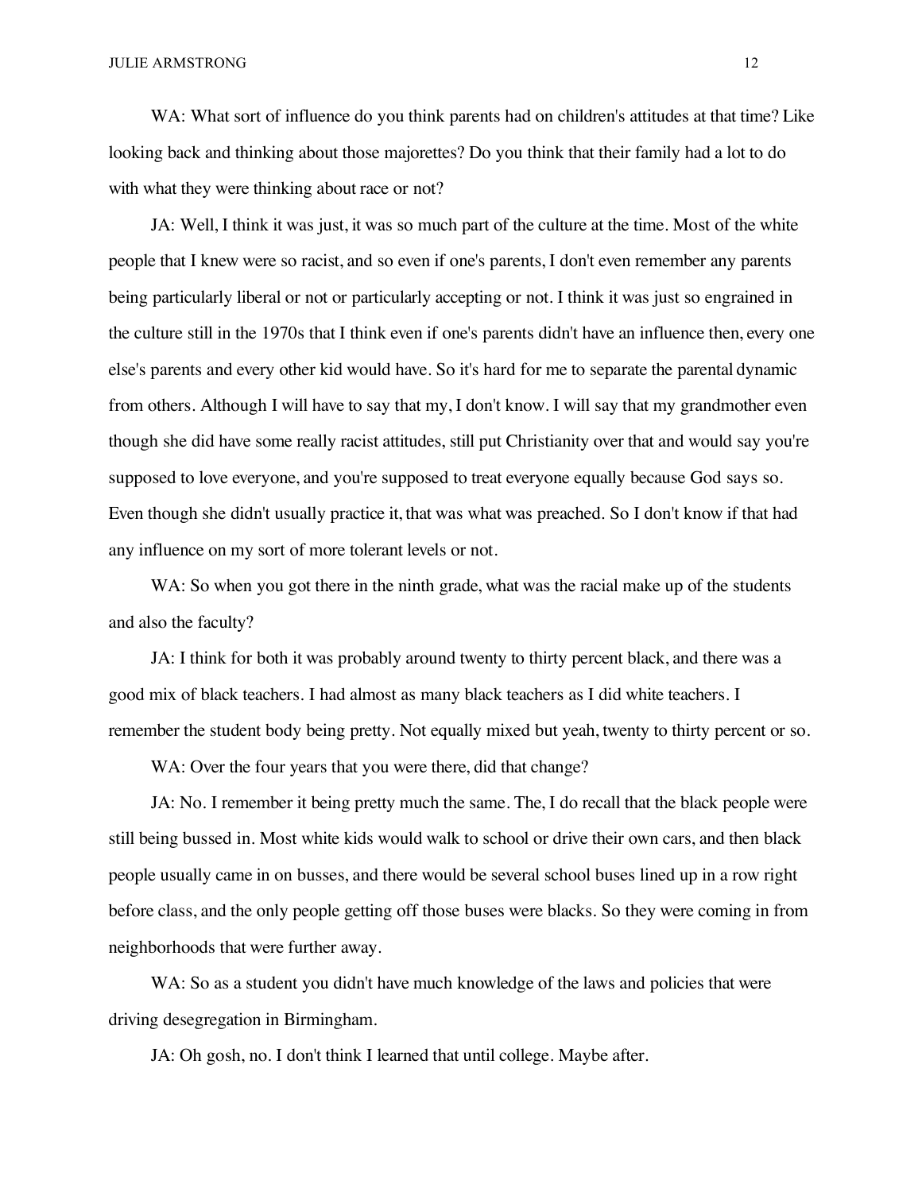WA: What sort of influence do you think parents had on children's attitudes at that time? Like looking back and thinking about those majorettes? Do you think that their family had a lot to do with what they were thinking about race or not?

JA: Well, I think it was just, it was so much part of the culture at the time. Most of the white people that I knew were so racist, and so even if one's parents, I don't even remember any parents being particularly liberal or not or particularly accepting or not. I think it was just so engrained in the culture still in the 1970s that I think even if one's parents didn't have an influence then, every one else's parents and every other kid would have. So it's hard for me to separate the parental dynamic from others. Although I will have to say that my, I don't know. I will say that my grandmother even though she did have some really racist attitudes, still put Christianity over that and would say you're supposed to love everyone, and you're supposed to treat everyone equally because God says so. Even though she didn't usually practice it, that was what was preached. So I don't know if that had any influence on my sort of more tolerant levels or not.

WA: So when you got there in the ninth grade, what was the racial make up of the students and also the faculty?

JA: I think for both it was probably around twenty to thirty percent black, and there was a good mix of black teachers. I had almost as many black teachers as I did white teachers. I remember the student body being pretty. Not equally mixed but yeah, twenty to thirty percent or so.

WA: Over the four years that you were there, did that change?

JA: No. I remember it being pretty much the same. The, I do recall that the black people were still being bussed in. Most white kids would walk to school or drive their own cars, and then black people usually came in on busses, and there would be several school buses lined up in a row right before class, and the only people getting off those buses were blacks. So they were coming in from neighborhoods that were further away.

WA: So as a student you didn't have much knowledge of the laws and policies that were driving desegregation in Birmingham.

JA: Oh gosh, no. I don't think I learned that until college. Maybe after.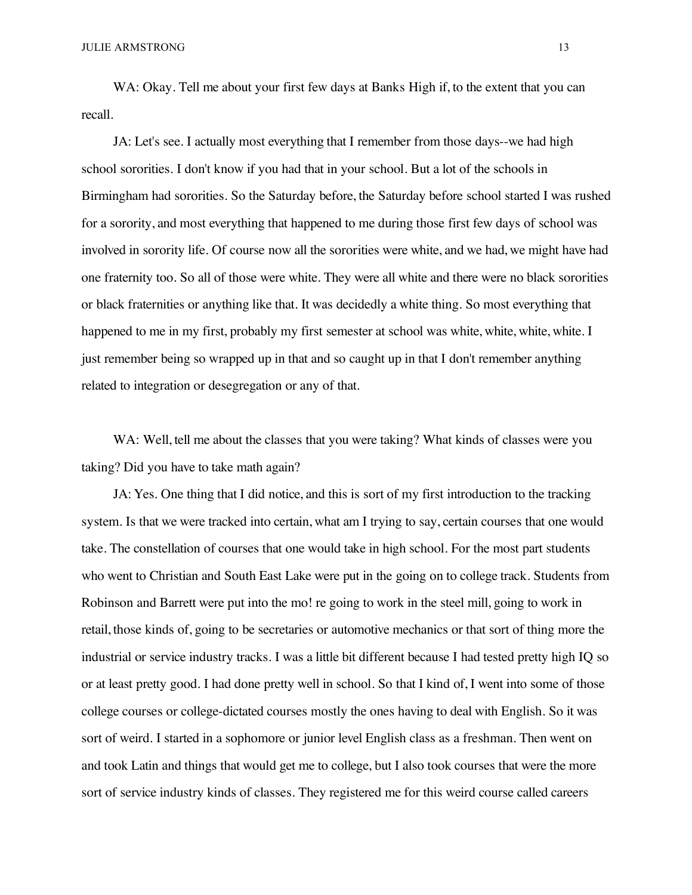WA: Okay. Tell me about your first few days at Banks High if, to the extent that you can recall.

JA: Let's see. I actually most everything that I remember from those days--we had high school sororities. I don't know if you had that in your school. But a lot of the schools in Birmingham had sororities. So the Saturday before, the Saturday before school started I was rushed for a sorority, and most everything that happened to me during those first few days of school was involved in sorority life. Of course now all the sororities were white, and we had, we might have had one fraternity too. So all of those were white. They were all white and there were no black sororities or black fraternities or anything like that. It was decidedly a white thing. So most everything that happened to me in my first, probably my first semester at school was white, white, white, white. I just remember being so wrapped up in that and so caught up in that I don't remember anything related to integration or desegregation or any of that.

WA: Well, tell me about the classes that you were taking? What kinds of classes were you taking? Did you have to take math again?

JA: Yes. One thing that I did notice, and this is sort of my first introduction to the tracking system. Is that we were tracked into certain, what am I trying to say, certain courses that one would take. The constellation of courses that one would take in high school. For the most part students who went to Christian and South East Lake were put in the going on to college track. Students from Robinson and Barrett were put into the mo! re going to work in the steel mill, going to work in retail, those kinds of, going to be secretaries or automotive mechanics or that sort of thing more the industrial or service industry tracks. I was a little bit different because I had tested pretty high IQ so or at least pretty good. I had done pretty well in school. So that I kind of, I went into some of those college courses or college-dictated courses mostly the ones having to deal with English. So it was sort of weird. I started in a sophomore or junior level English class as a freshman. Then went on and took Latin and things that would get me to college, but I also took courses that were the more sort of service industry kinds of classes. They registered me for this weird course called careers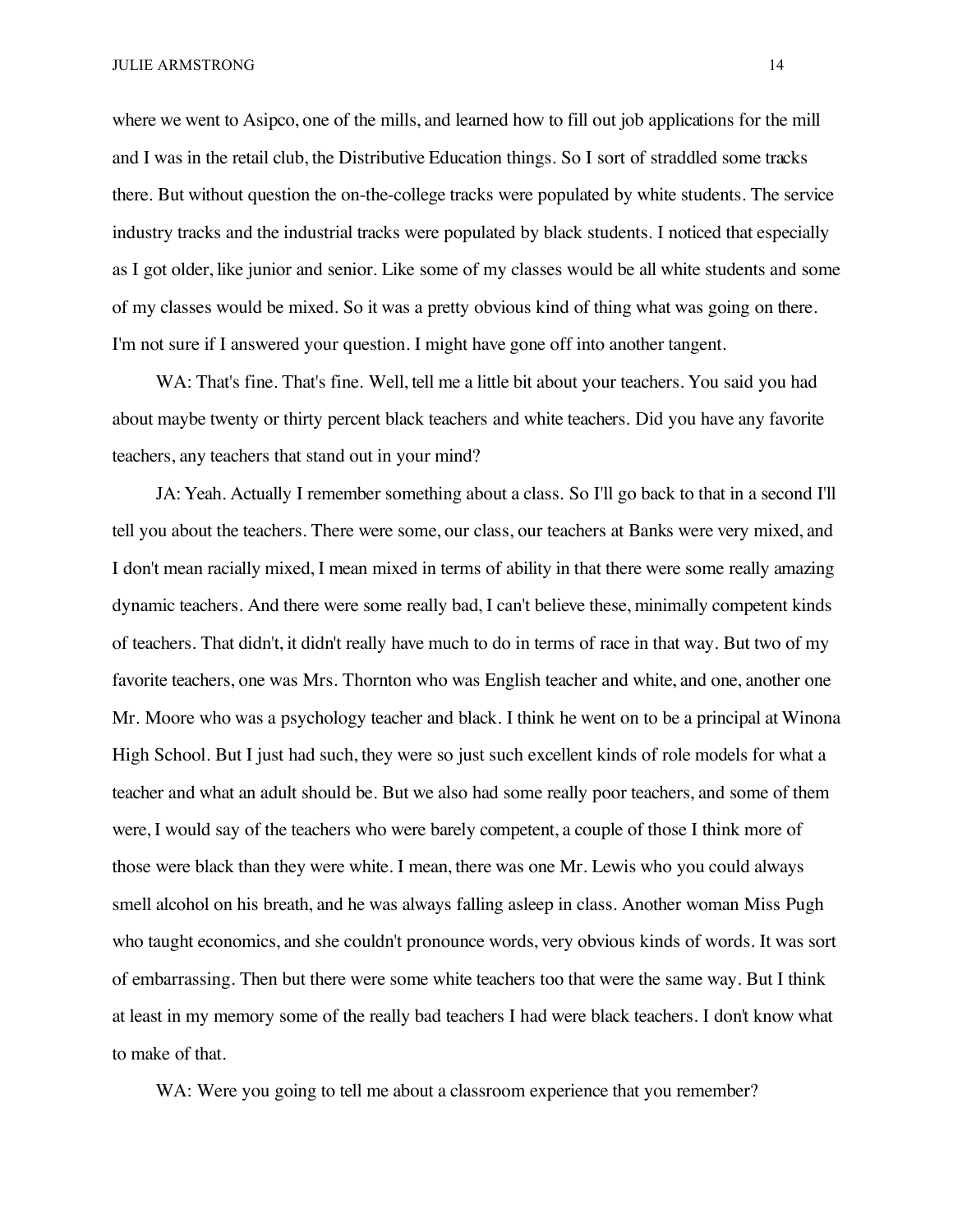where we went to Asipco, one of the mills, and learned how to fill out job applications for the mill and I was in the retail club, the Distributive Education things. So I sort of straddled some tracks there. But without question the on-the-college tracks were populated by white students. The service industry tracks and the industrial tracks were populated by black students. I noticed that especially as I got older, like junior and senior. Like some of my classes would be all white students and some of my classes would be mixed. So it was a pretty obvious kind of thing what was going on there. I'm not sure if I answered your question. I might have gone off into another tangent.

WA: That's fine. That's fine. Well, tell me a little bit about your teachers. You said you had about maybe twenty or thirty percent black teachers and white teachers. Did you have any favorite teachers, any teachers that stand out in your mind?

JA: Yeah. Actually I remember something about a class. So I'll go back to that in a second I'll tell you about the teachers. There were some, our class, our teachers at Banks were very mixed, and I don't mean racially mixed, I mean mixed in terms of ability in that there were some really amazing dynamic teachers. And there were some really bad, I can't believe these, minimally competent kinds of teachers. That didn't, it didn't really have much to do in terms of race in that way. But two of my favorite teachers, one was Mrs. Thornton who was English teacher and white, and one, another one Mr. Moore who was a psychology teacher and black. I think he went on to be a principal at Winona High School. But I just had such, they were so just such excellent kinds of role models for what a teacher and what an adult should be. But we also had some really poor teachers, and some of them were, I would say of the teachers who were barely competent, a couple of those I think more of those were black than they were white. I mean, there was one Mr. Lewis who you could always smell alcohol on his breath, and he was always falling asleep in class. Another woman Miss Pugh who taught economics, and she couldn't pronounce words, very obvious kinds of words. It was sort of embarrassing. Then but there were some white teachers too that were the same way. But I think at least in my memory some of the really bad teachers I had were black teachers. I don't know what to make of that.

WA: Were you going to tell me about a classroom experience that you remember?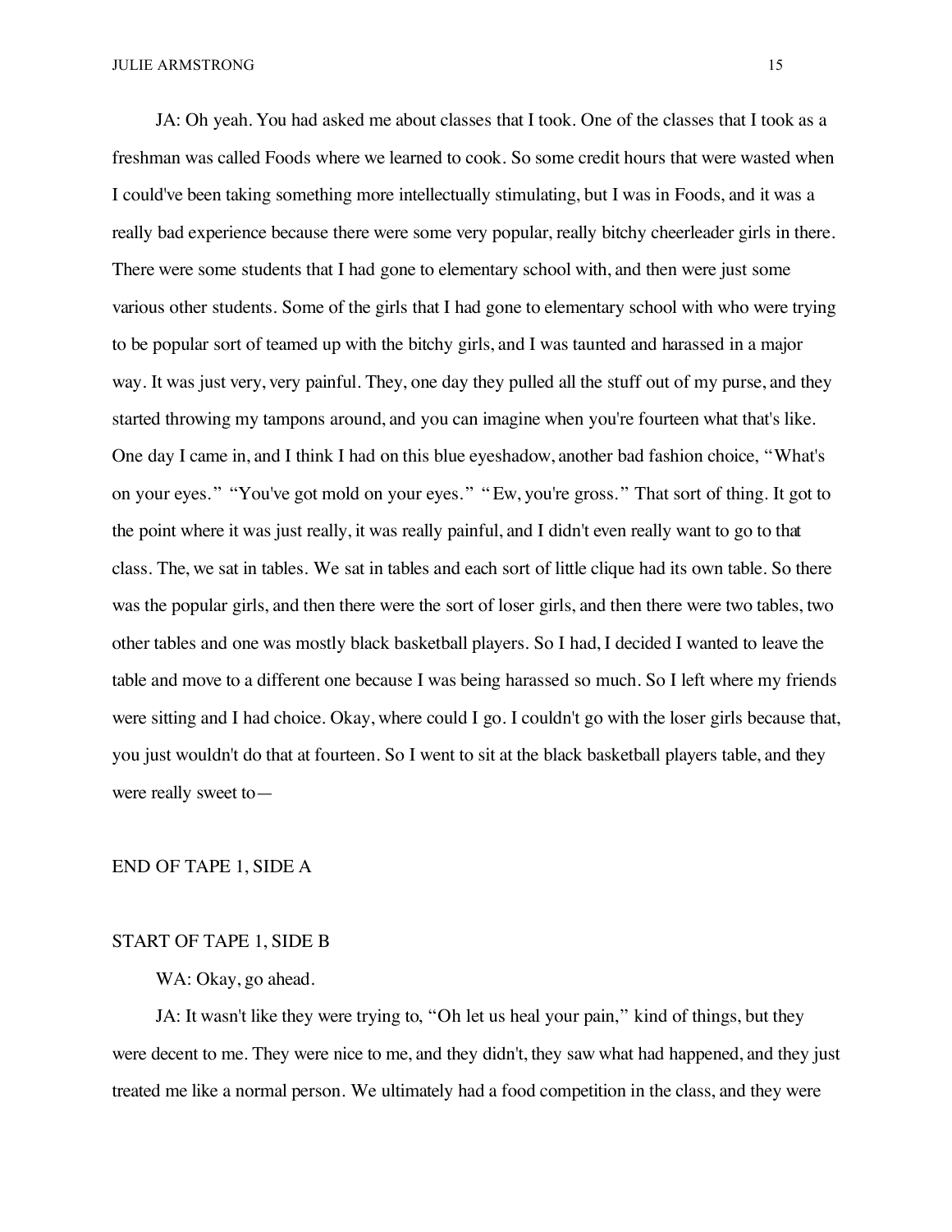JA: Oh yeah. You had asked me about classes that I took. One of the classes that I took as a freshman was called Foods where we learned to cook. So some credit hours that were wasted when I could've been taking something more intellectually stimulating, but I was in Foods, and it was a really bad experience because there were some very popular, really bitchy cheerleader girls in there. There were some students that I had gone to elementary school with, and then were just some various other students. Some of the girls that I had gone to elementary school with who were trying to be popular sort of teamed up with the bitchy girls, and I was taunted and harassed in a major way. It was just very, very painful. They, one day they pulled all the stuff out of my purse, and they started throwing my tampons around, and you can imagine when you're fourteen what that's like. One day I came in, and I think I had on this blue eyeshadow, another bad fashion choice, "What's on your eyes." "You've got mold on your eyes." "Ew, you're gross." That sort of thing. It got to the point where it was just really, it was really painful, and I didn't even really want to go to that class. The, we sat in tables. We sat in tables and each sort of little clique had its own table. So there was the popular girls, and then there were the sort of loser girls, and then there were two tables, two other tables and one was mostly black basketball players. So I had, I decided I wanted to leave the table and move to a different one because I was being harassed so much. So I left where my friends were sitting and I had choice. Okay, where could I go. I couldn't go with the loser girls because that, you just wouldn't do that at fourteen. So I went to sit at the black basketball players table, and they were really sweet to—

END OF TAPE 1, SIDE A

START OF TAPE 1, SIDE B

WA: Okay, go ahead.

JA: It wasn't like they were trying to, "Oh let us heal your pain," kind of things, but they were decent to me. They were nice to me, and they didn't, they saw what had happened, and they just treated me like a normal person. We ultimately had a food competition in the class, and they were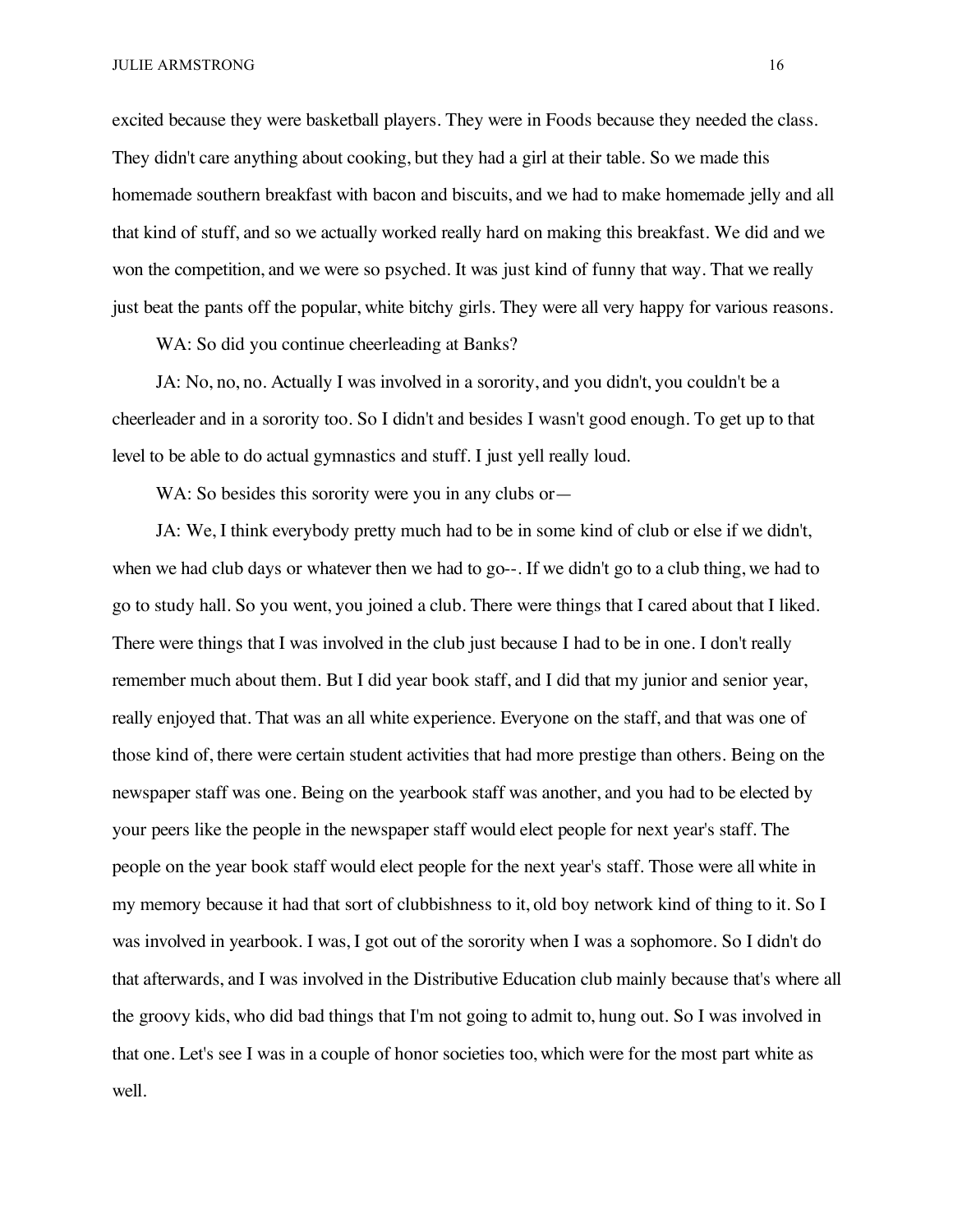excited because they were basketball players. They were in Foods because they needed the class. They didn't care anything about cooking, but they had a girl at their table. So we made this homemade southern breakfast with bacon and biscuits, and we had to make homemade jelly and all that kind of stuff, and so we actually worked really hard on making this breakfast. We did and we won the competition, and we were so psyched. It was just kind of funny that way. That we really just beat the pants off the popular, white bitchy girls. They were all very happy for various reasons.

WA: So did you continue cheerleading at Banks?

JA: No, no, no. Actually I was involved in a sorority, and you didn't, you couldn't be a cheerleader and in a sorority too. So I didn't and besides I wasn't good enough. To get up to that level to be able to do actual gymnastics and stuff. I just yell really loud.

WA: So besides this sorority were you in any clubs or—

JA: We, I think everybody pretty much had to be in some kind of club or else if we didn't, when we had club days or whatever then we had to go--. If we didn't go to a club thing, we had to go to study hall. So you went, you joined a club. There were things that I cared about that I liked. There were things that I was involved in the club just because I had to be in one. I don't really remember much about them. But I did year book staff, and I did that my junior and senior year, really enjoyed that. That was an all white experience. Everyone on the staff, and that was one of those kind of, there were certain student activities that had more prestige than others. Being on the newspaper staff was one. Being on the yearbook staff was another, and you had to be elected by your peers like the people in the newspaper staff would elect people for next year's staff. The people on the year book staff would elect people for the next year's staff. Those were all white in my memory because it had that sort of clubbishness to it, old boy network kind of thing to it. So I was involved in yearbook. I was, I got out of the sorority when I was a sophomore. So I didn't do that afterwards, and I was involved in the Distributive Education club mainly because that's where all the groovy kids, who did bad things that I'm not going to admit to, hung out. So I was involved in that one. Let's see I was in a couple of honor societies too, which were for the most part white as well.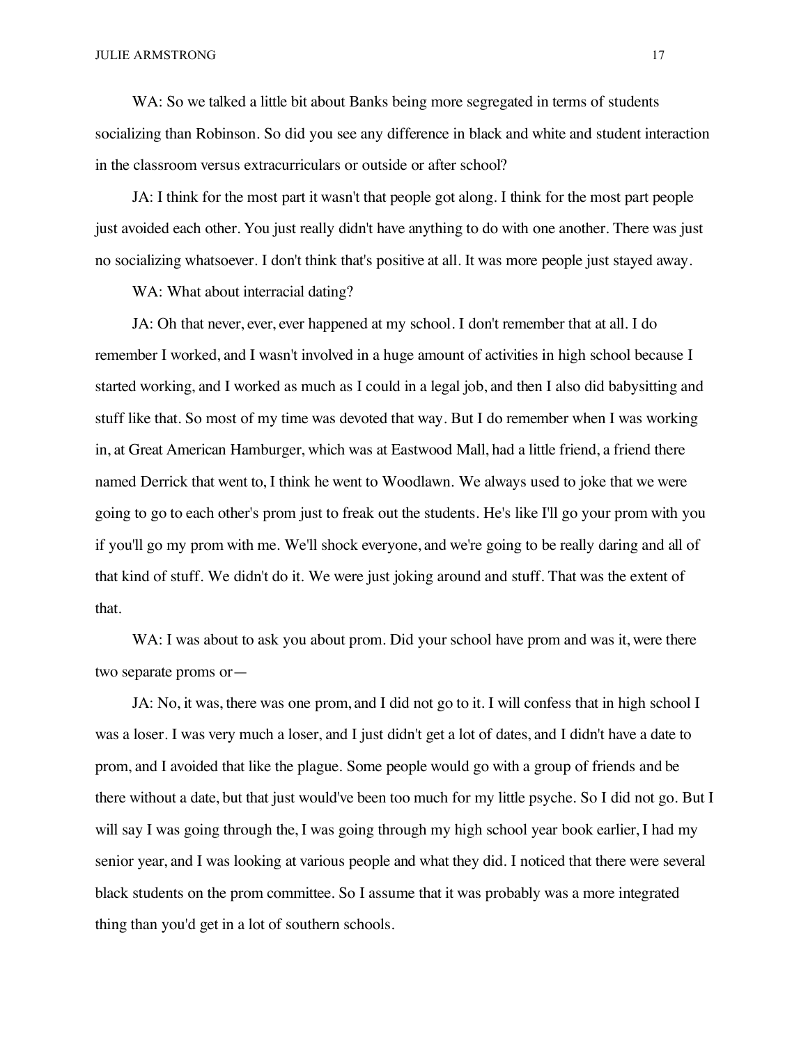WA: So we talked a little bit about Banks being more segregated in terms of students socializing than Robinson. So did you see any difference in black and white and student interaction in the classroom versus extracurriculars or outside or after school?

JA: I think for the most part it wasn't that people got along. I think for the most part people just avoided each other. You just really didn't have anything to do with one another. There was just no socializing whatsoever. I don't think that's positive at all. It was more people just stayed away.

WA: What about interracial dating?

JA: Oh that never, ever, ever happened at my school. I don't remember that at all. I do remember I worked, and I wasn't involved in a huge amount of activities in high school because I started working, and I worked as much as I could in a legal job, and then I also did babysitting and stuff like that. So most of my time was devoted that way. But I do remember when I was working in, at Great American Hamburger, which was at Eastwood Mall, had a little friend, a friend there named Derrick that went to, I think he went to Woodlawn. We always used to joke that we were going to go to each other's prom just to freak out the students. He's like I'll go your prom with you if you'll go my prom with me. We'll shock everyone, and we're going to be really daring and all of that kind of stuff. We didn't do it. We were just joking around and stuff. That was the extent of that.

WA: I was about to ask you about prom. Did your school have prom and was it, were there two separate proms or—

JA: No, it was, there was one prom, and I did not go to it. I will confess that in high school I was a loser. I was very much a loser, and I just didn't get a lot of dates, and I didn't have a date to prom, and I avoided that like the plague. Some people would go with a group of friends and be there without a date, but that just would've been too much for my little psyche. So I did not go. But I will say I was going through the, I was going through my high school year book earlier, I had my senior year, and I was looking at various people and what they did. I noticed that there were several black students on the prom committee. So I assume that it was probably was a more integrated thing than you'd get in a lot of southern schools.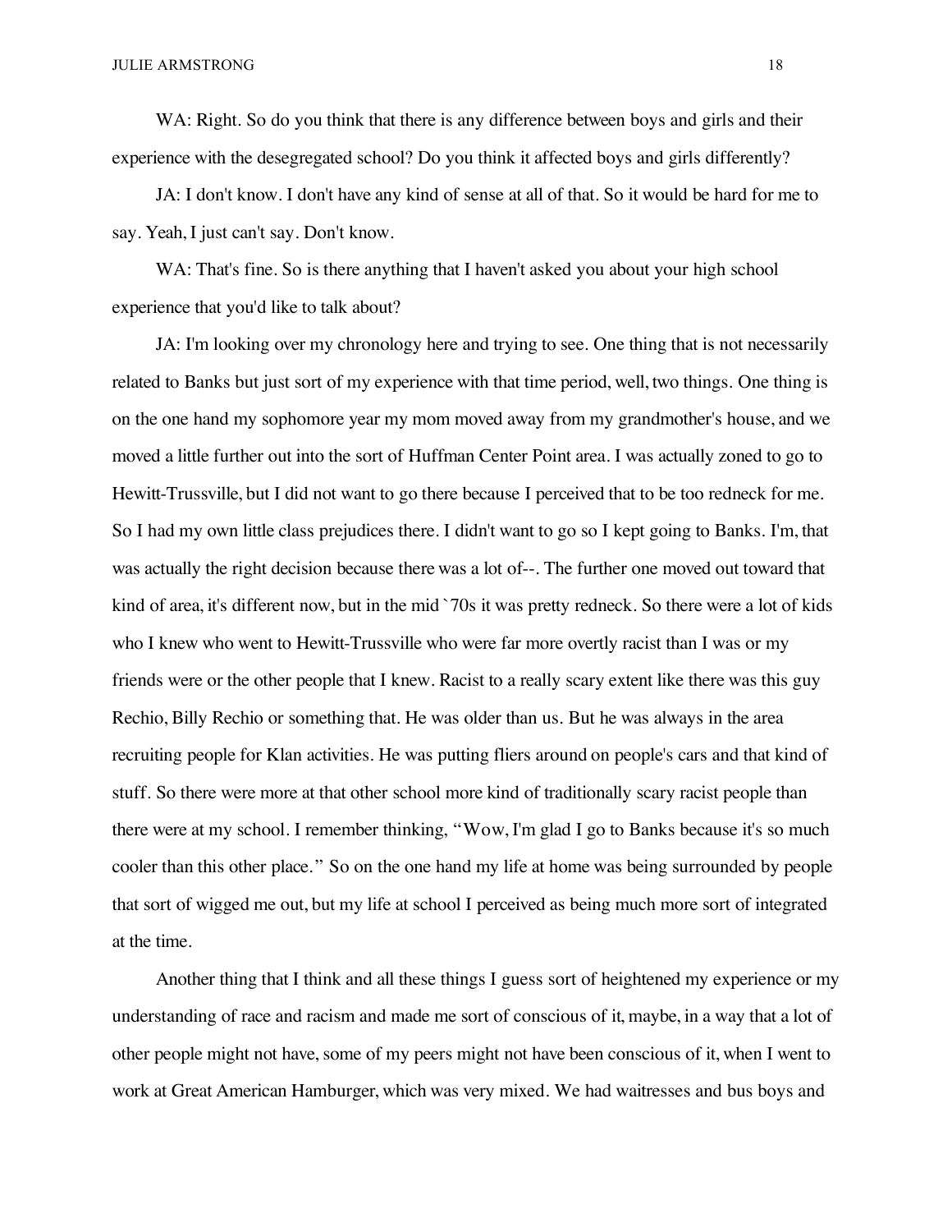WA: Right. So do you think that there is any difference between boys and girls and their experience with the desegregated school? Do you think it affected boys and girls differently?

JA: I don't know. I don't have any kind of sense at all of that. So it would be hard for me to say. Yeah, I just can't say. Don't know.

WA: That's fine. So is there anything that I haven't asked you about your high school experience that you'd like to talk about?

JA: I'm looking over my chronology here and trying to see. One thing that is not necessarily related to Banks but just sort of my experience with that time period, well, two things. One thing is on the one hand my sophomore year my mom moved away from my grandmother's house, and we moved a little further out into the sort of Huffman Center Point area. I was actually zoned to go to Hewitt-Trussville, but I did not want to go there because I perceived that to be too redneck for me. So I had my own little class prejudices there. I didn't want to go so I kept going to Banks. I'm, that was actually the right decision because there was a lot of--. The further one moved out toward that kind of area, it's different now, but in the mid `70s it was pretty redneck. So there were a lot of kids who I knew who went to Hewitt-Trussville who were far more overtly racist than I was or my friends were or the other people that I knew. Racist to a really scary extent like there was this guy Rechio, Billy Rechio or something that. He was older than us. But he was always in the area recruiting people for Klan activities. He was putting fliers around on people's cars and that kind of stuff. So there were more at that other school more kind of traditionally scary racist people than there were at my school. I remember thinking, "Wow, I'm glad I go to Banks because it's so much cooler than this other place." So on the one hand my life at home was being surrounded by people that sort of wigged me out, but my life at school I perceived as being much more sort of integrated at the time.

Another thing that I think and all these things I guess sort of heightened my experience or my understanding of race and racism and made me sort of conscious of it, maybe, in a way that a lot of other people might not have, some of my peers might not have been conscious of it, when I went to work at Great American Hamburger, which was very mixed. We had waitresses and bus boys and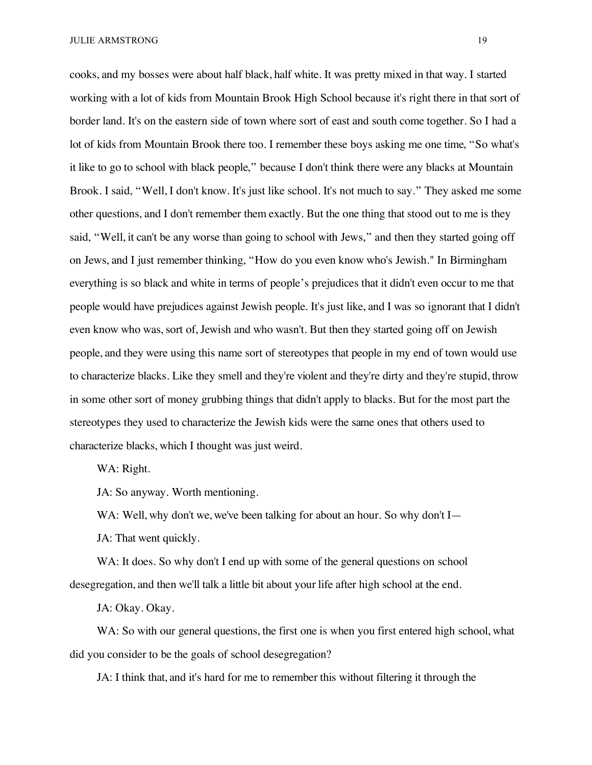cooks, and my bosses were about half black, half white. It was pretty mixed in that way. I started working with a lot of kids from Mountain Brook High School because it's right there in that sort of border land. It's on the eastern side of town where sort of east and south come together. So I had a lot of kids from Mountain Brook there too. I remember these boys asking me one time, “So what's it like to go to school with black people,” because I don't think there were any blacks at Mountain Brook. I said, “Well, I don't know. It's just like school. It's not much to say.” They asked me some other questions, and I don't remember them exactly. But the one thing that stood out to me is they said, “Well, it can't be any worse than going to school with Jews,” and then they started going off on Jews, and I just remember thinking, “How do you even know who's Jewish." In Birmingham everything is so black and white in terms of people’s prejudices that it didn't even occur to me that people would have prejudices against Jewish people. It's just like, and I was so ignorant that I didn't even know who was, sort of, Jewish and who wasn't. But then they started going off on Jewish people, and they were using this name sort of stereotypes that people in my end of town would use to characterize blacks. Like they smell and they're violent and they're dirty and they're stupid, throw in some other sort of money grubbing things that didn't apply to blacks. But for the most part the stereotypes they used to characterize the Jewish kids were the same ones that others used to characterize blacks, which I thought was just weird.

WA: Right.

JA: So anyway. Worth mentioning.

WA: Well, why don't we, we've been talking for about an hour. So why don't I—

JA: That went quickly.

WA: It does. So why don't I end up with some of the general questions on school desegregation, and then we'll talk a little bit about your life after high school at the end.

JA: Okay. Okay.

WA: So with our general questions, the first one is when you first entered high school, what did you consider to be the goals of school desegregation?

JA: I think that, and it's hard for me to remember this without filtering it through the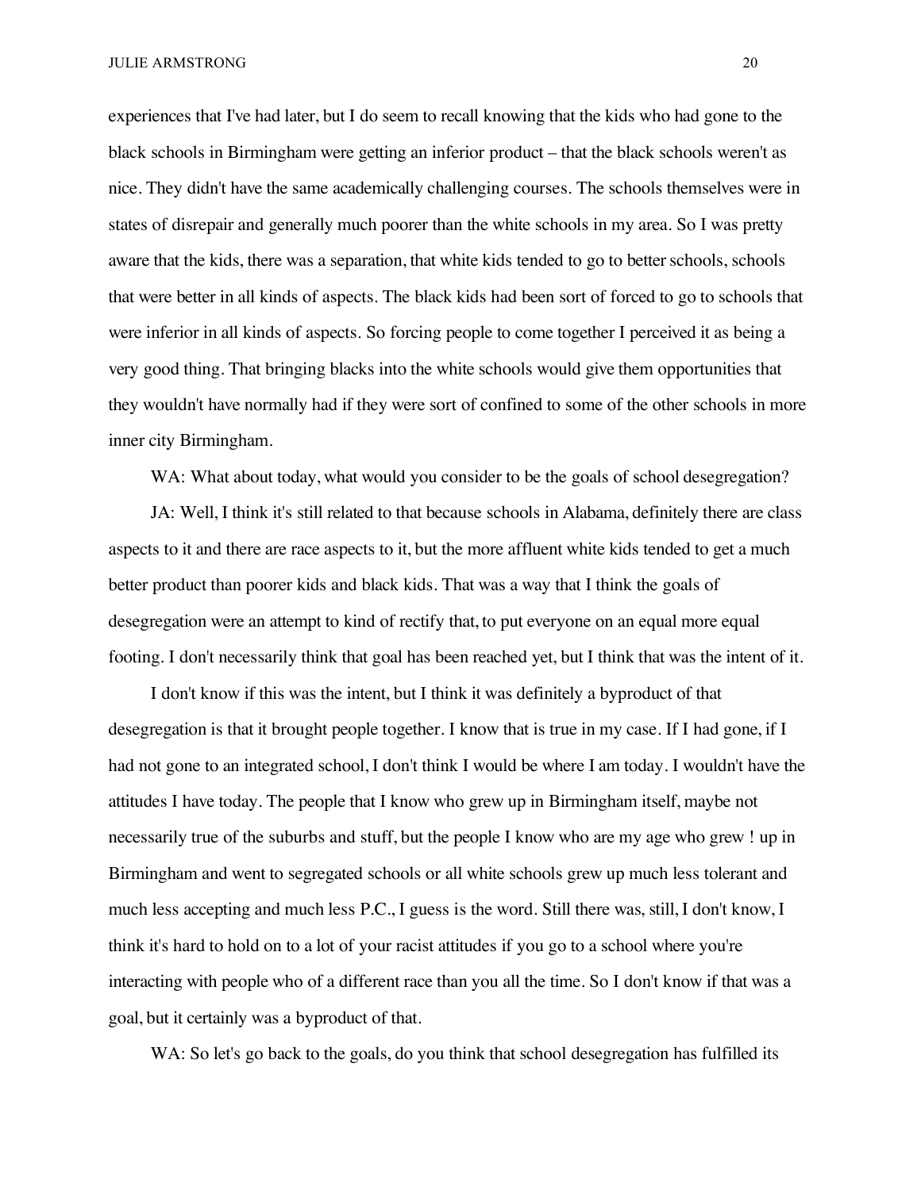experiences that I've had later, but I do seem to recall knowing that the kids who had gone to the black schools in Birmingham were getting an inferior product – that the black schools weren't as nice. They didn't have the same academically challenging courses. The schools themselves were in states of disrepair and generally much poorer than the white schools in my area. So I was pretty aware that the kids, there was a separation, that white kids tended to go to better schools, schools that were better in all kinds of aspects. The black kids had been sort of forced to go to schools that were inferior in all kinds of aspects. So forcing people to come together I perceived it as being a very good thing. That bringing blacks into the white schools would give them opportunities that they wouldn't have normally had if they were sort of confined to some of the other schools in more inner city Birmingham.

WA: What about today, what would you consider to be the goals of school desegregation?

JA: Well, I think it's still related to that because schools in Alabama, definitely there are class aspects to it and there are race aspects to it, but the more affluent white kids tended to get a much better product than poorer kids and black kids. That was a way that I think the goals of desegregation were an attempt to kind of rectify that, to put everyone on an equal more equal footing. I don't necessarily think that goal has been reached yet, but I think that was the intent of it.

I don't know if this was the intent, but I think it was definitely a byproduct of that desegregation is that it brought people together. I know that is true in my case. If I had gone, if I had not gone to an integrated school, I don't think I would be where I am today. I wouldn't have the attitudes I have today. The people that I know who grew up in Birmingham itself, maybe not necessarily true of the suburbs and stuff, but the people I know who are my age who grew ! up in Birmingham and went to segregated schools or all white schools grew up much less tolerant and much less accepting and much less P.C., I guess is the word. Still there was, still, I don't know, I think it's hard to hold on to a lot of your racist attitudes if you go to a school where you're interacting with people who of a different race than you all the time. So I don't know if that was a goal, but it certainly was a byproduct of that.

WA: So let's go back to the goals, do you think that school desegregation has fulfilled its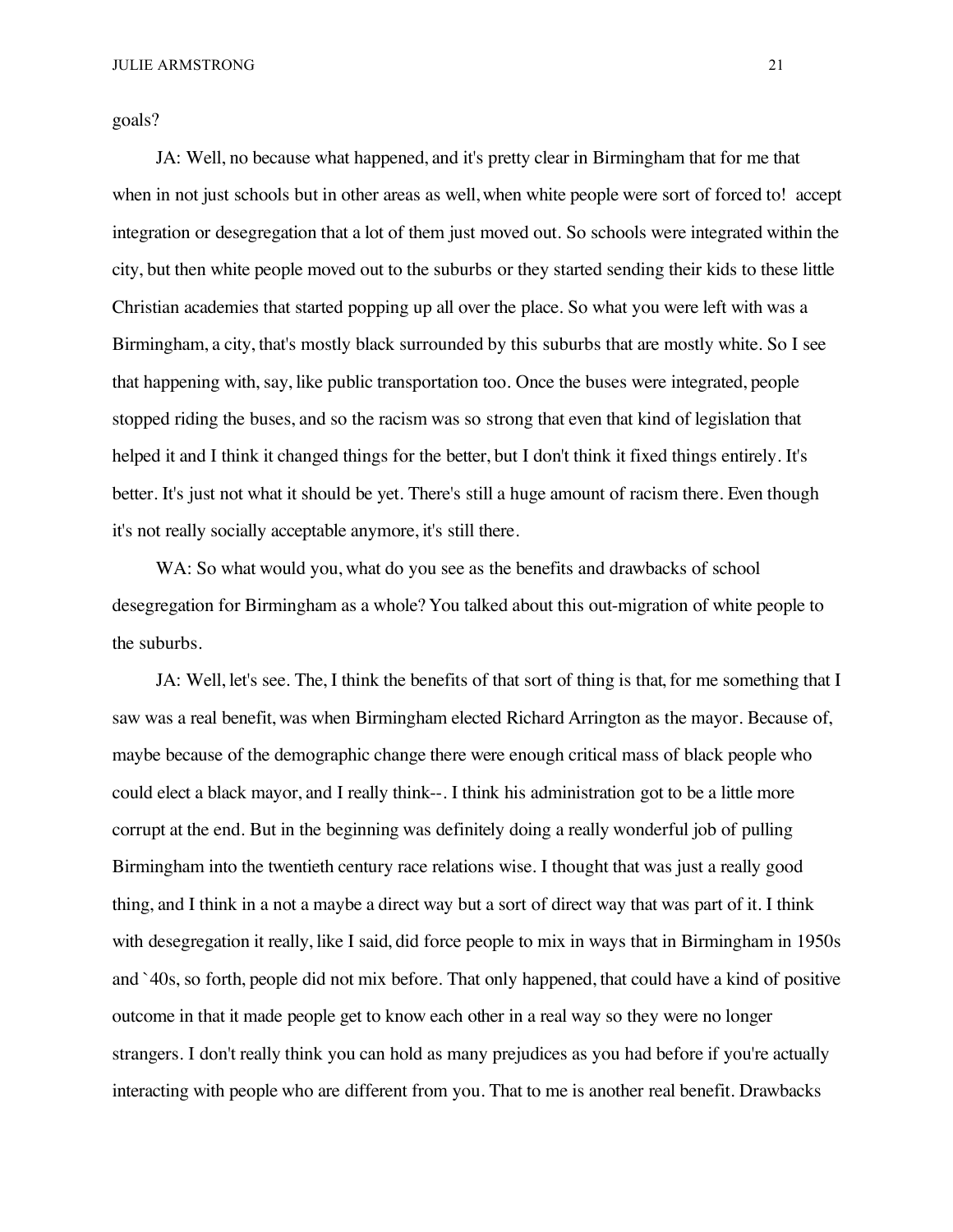goals?

JA: Well, no because what happened, and it's pretty clear in Birmingham that for me that when in not just schools but in other areas as well, when white people were sort of forced to! accept integration or desegregation that a lot of them just moved out. So schools were integrated within the city, but then white people moved out to the suburbs or they started sending their kids to these little Christian academies that started popping up all over the place. So what you were left with was a Birmingham, a city, that's mostly black surrounded by this suburbs that are mostly white. So I see that happening with, say, like public transportation too. Once the buses were integrated, people stopped riding the buses, and so the racism was so strong that even that kind of legislation that helped it and I think it changed things for the better, but I don't think it fixed things entirely. It's better. It's just not what it should be yet. There's still a huge amount of racism there. Even though it's not really socially acceptable anymore, it's still there.

WA: So what would you, what do you see as the benefits and drawbacks of school desegregation for Birmingham as a whole? You talked about this out-migration of white people to the suburbs.

JA: Well, let's see. The, I think the benefits of that sort of thing is that, for me something that I saw was a real benefit, was when Birmingham elected Richard Arrington as the mayor. Because of, maybe because of the demographic change there were enough critical mass of black people who could elect a black mayor, and I really think--. I think his administration got to be a little more corrupt at the end. But in the beginning was definitely doing a really wonderful job of pulling Birmingham into the twentieth century race relations wise. I thought that was just a really good thing, and I think in a not a maybe a direct way but a sort of direct way that was part of it. I think with desegregation it really, like I said, did force people to mix in ways that in Birmingham in 1950s and `40s, so forth, people did not mix before. That only happened, that could have a kind of positive outcome in that it made people get to know each other in a real way so they were no longer strangers. I don't really think you can hold as many prejudices as you had before if you're actually interacting with people who are different from you. That to me is another real benefit. Drawbacks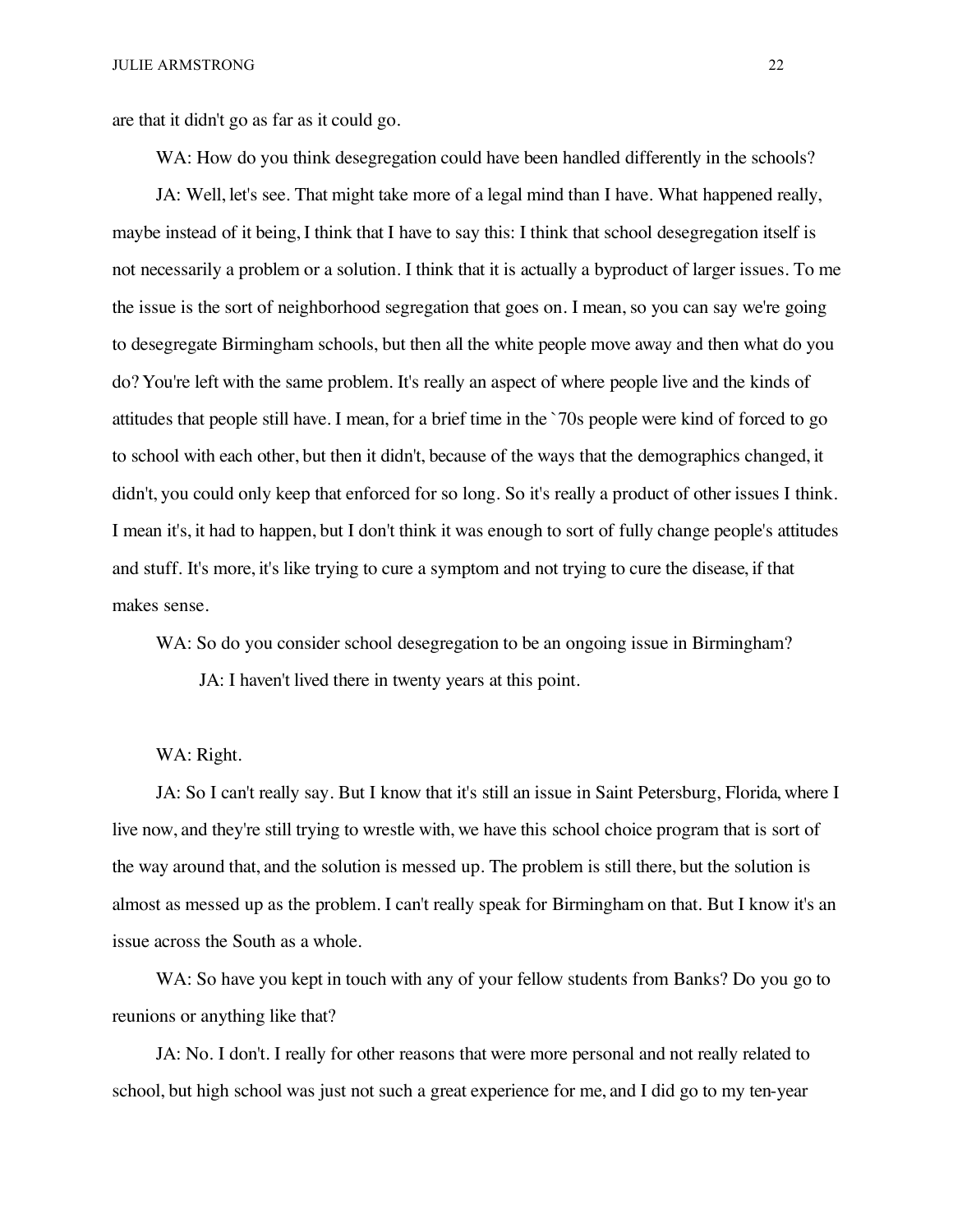are that it didn't go as far as it could go.

WA: How do you think desegregation could have been handled differently in the schools?

JA: Well, let's see. That might take more of a legal mind than I have. What happened really, maybe instead of it being, I think that I have to say this: I think that school desegregation itself is not necessarily a problem or a solution. I think that it is actually a byproduct of larger issues. To me the issue is the sort of neighborhood segregation that goes on. I mean, so you can say we're going to desegregate Birmingham schools, but then all the white people move away and then what do you do? You're left with the same problem. It's really an aspect of where people live and the kinds of attitudes that people still have. I mean, for a brief time in the `70s people were kind of forced to go to school with each other, but then it didn't, because of the ways that the demographics changed, it didn't, you could only keep that enforced for so long. So it's really a product of other issues I think. I mean it's, it had to happen, but I don't think it was enough to sort of fully change people's attitudes and stuff. It's more, it's like trying to cure a symptom and not trying to cure the disease, if that makes sense.

WA: So do you consider school desegregation to be an ongoing issue in Birmingham?

JA: I haven't lived there in twenty years at this point.

WA: Right.

JA: So I can't really say. But I know that it's still an issue in Saint Petersburg, Florida, where I live now, and they're still trying to wrestle with, we have this school choice program that is sort of the way around that, and the solution is messed up. The problem is still there, but the solution is almost as messed up as the problem. I can't really speak for Birmingham on that. But I know it's an issue across the South as a whole.

WA: So have you kept in touch with any of your fellow students from Banks? Do you go to reunions or anything like that?

JA: No. I don't. I really for other reasons that were more personal and not really related to school, but high school was just not such a great experience for me, and I did go to my ten-year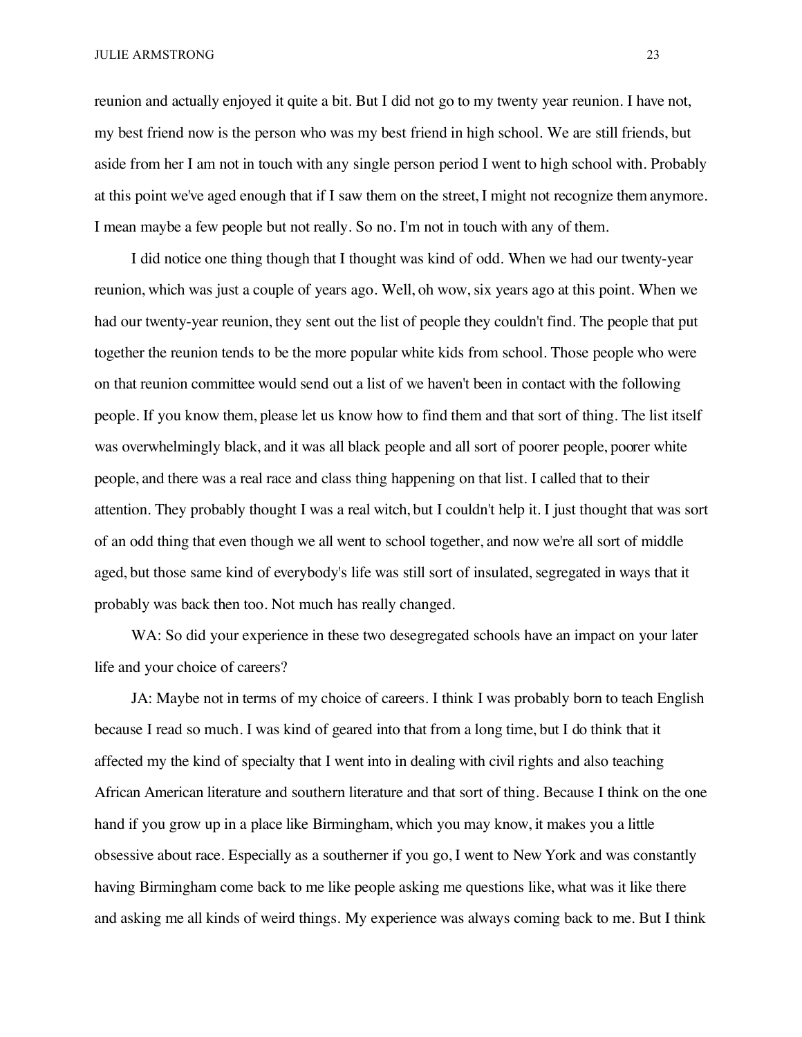reunion and actually enjoyed it quite a bit. But I did not go to my twenty year reunion. I have not, my best friend now is the person who was my best friend in high school. We are still friends, but aside from her I am not in touch with any single person period I went to high school with. Probably at this point we've aged enough that if I saw them on the street, I might not recognize them anymore. I mean maybe a few people but not really. So no. I'm not in touch with any of them.

I did notice one thing though that I thought was kind of odd. When we had our twenty-year reunion, which was just a couple of years ago. Well, oh wow, six years ago at this point. When we had our twenty-year reunion, they sent out the list of people they couldn't find. The people that put together the reunion tends to be the more popular white kids from school. Those people who were on that reunion committee would send out a list of we haven't been in contact with the following people. If you know them, please let us know how to find them and that sort of thing. The list itself was overwhelmingly black, and it was all black people and all sort of poorer people, poorer white people, and there was a real race and class thing happening on that list. I called that to their attention. They probably thought I was a real witch, but I couldn't help it. I just thought that was sort of an odd thing that even though we all went to school together, and now we're all sort of middle aged, but those same kind of everybody's life was still sort of insulated, segregated in ways that it probably was back then too. Not much has really changed.

WA: So did your experience in these two desegregated schools have an impact on your later life and your choice of careers?

JA: Maybe not in terms of my choice of careers. I think I was probably born to teach English because I read so much. I was kind of geared into that from a long time, but I do think that it affected my the kind of specialty that I went into in dealing with civil rights and also teaching African American literature and southern literature and that sort of thing. Because I think on the one hand if you grow up in a place like Birmingham, which you may know, it makes you a little obsessive about race. Especially as a southerner if you go, I went to New York and was constantly having Birmingham come back to me like people asking me questions like, what was it like there and asking me all kinds of weird things. My experience was always coming back to me. But I think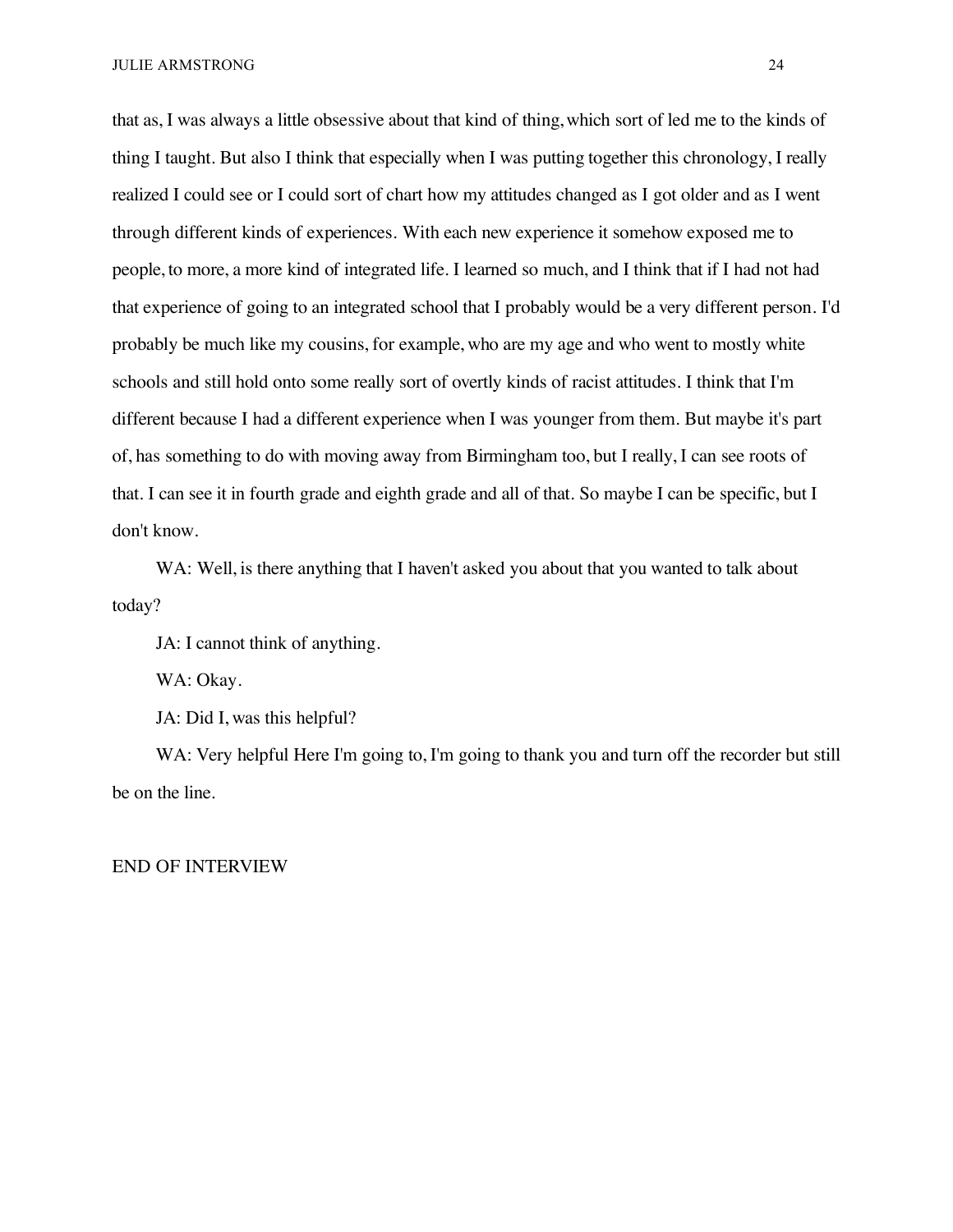that as, I was always a little obsessive about that kind of thing, which sort of led me to the kinds of thing I taught. But also I think that especially when I was putting together this chronology, I really realized I could see or I could sort of chart how my attitudes changed as I got older and as I went through different kinds of experiences. With each new experience it somehow exposed me to people, to more, a more kind of integrated life. I learned so much, and I think that if I had not had that experience of going to an integrated school that I probably would be a very different person. I'd probably be much like my cousins, for example, who are my age and who went to mostly white schools and still hold onto some really sort of overtly kinds of racist attitudes. I think that I'm different because I had a different experience when I was younger from them. But maybe it's part of, has something to do with moving away from Birmingham too, but I really, I can see roots of that. I can see it in fourth grade and eighth grade and all of that. So maybe I can be specific, but I don't know.

WA: Well, is there anything that I haven't asked you about that you wanted to talk about today?

JA: I cannot think of anything.

WA: Okay.

JA: Did I, was this helpful?

WA: Very helpful Here I'm going to, I'm going to thank you and turn off the recorder but still be on the line.

END OF INTERVIEW